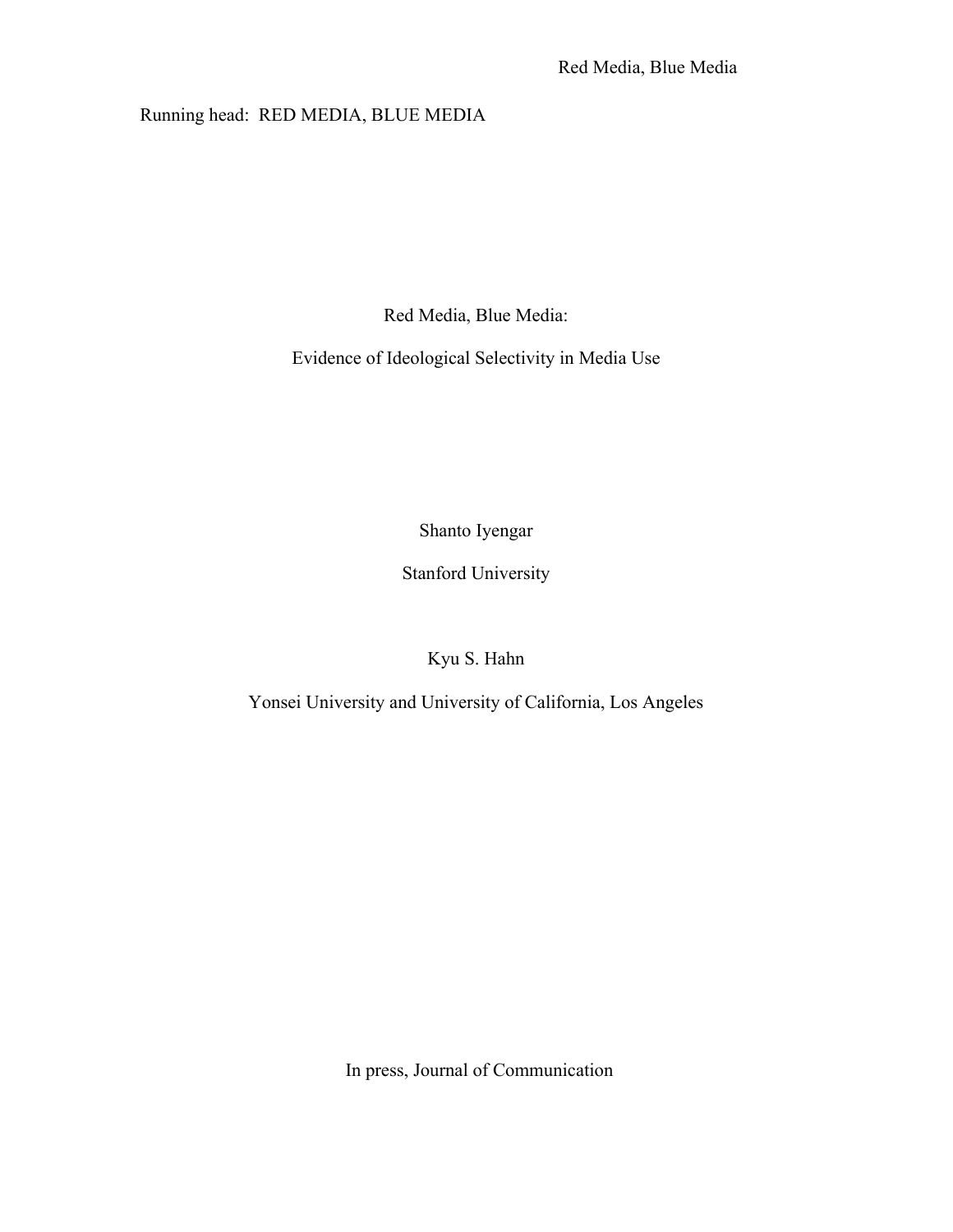Running head: RED MEDIA, BLUE MEDIA

# Red Media, Blue Media:

## Evidence of Ideological Selectivity in Media Use

Shanto Iyengar

Stanford University

Kyu S. Hahn

Yonsei University and University of California, Los Angeles

In press, Journal of Communication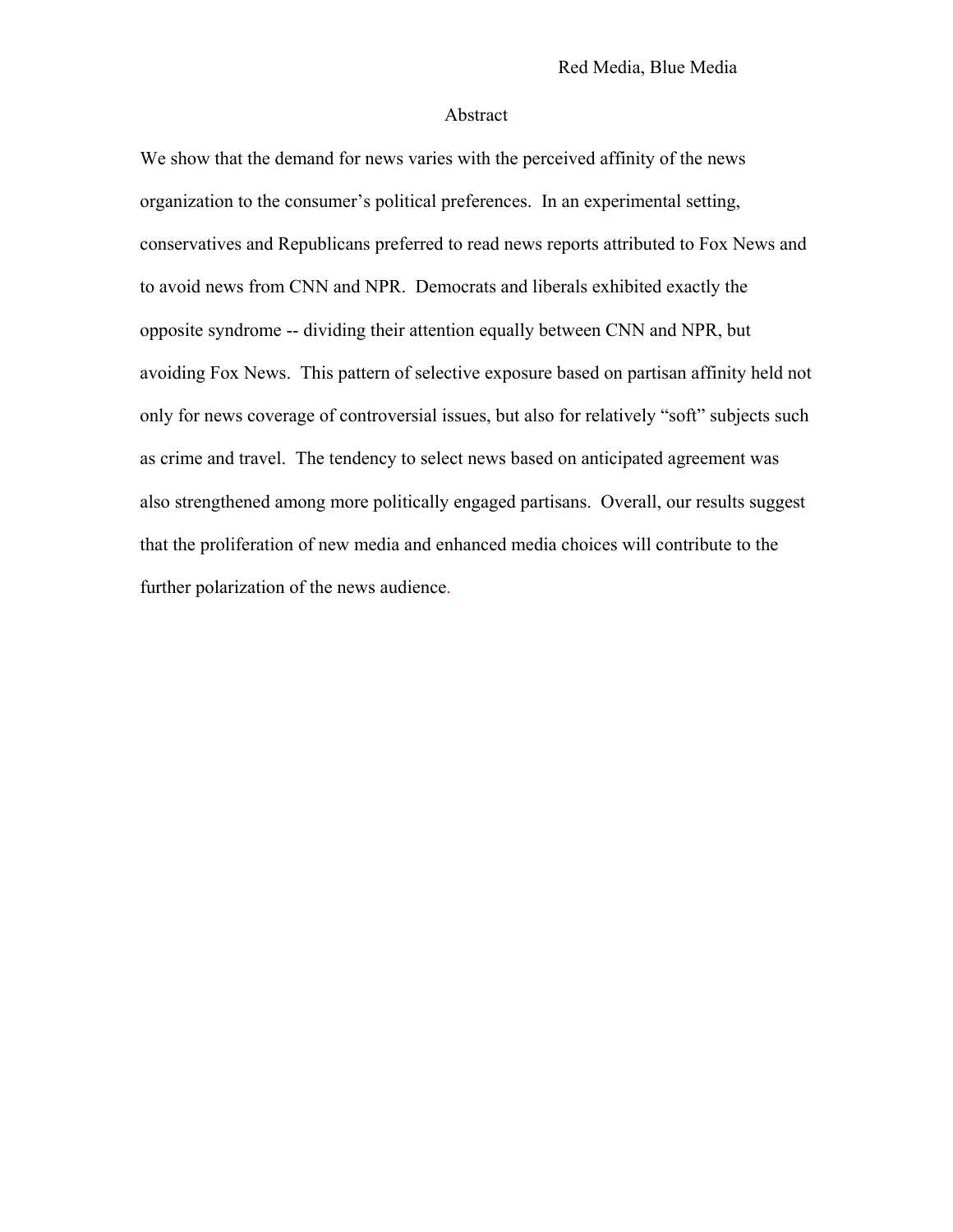## Abstract

We show that the demand for news varies with the perceived affinity of the news organization to the consumer's political preferences. In an experimental setting, conservatives and Republicans preferred to read news reports attributed to Fox News and to avoid news from CNN and NPR. Democrats and liberals exhibited exactly the opposite syndrome -- dividing their attention equally between CNN and NPR, but avoiding Fox News. This pattern of selective exposure based on partisan affinity held not only for news coverage of controversial issues, but also for relatively "soft" subjects such as crime and travel. The tendency to select news based on anticipated agreement was also strengthened among more politically engaged partisans. Overall, our results suggest that the proliferation of new media and enhanced media choices will contribute to the further polarization of the news audience.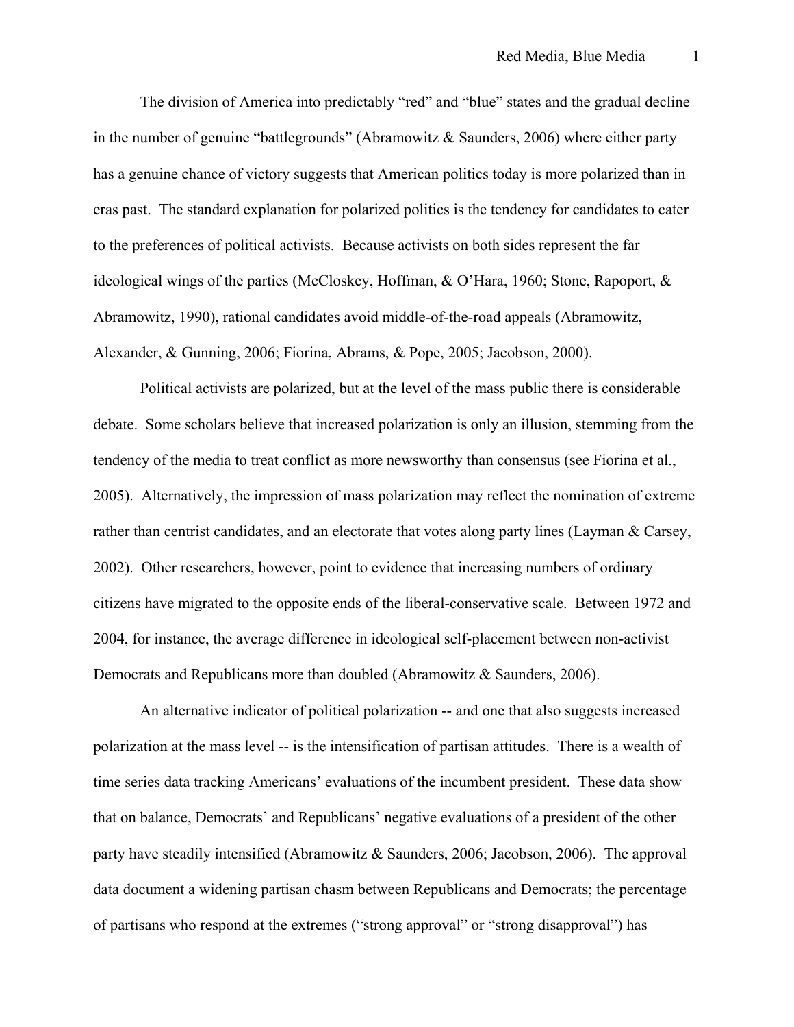The division of America into predictably "red" and "blue" states and the gradual decline in the number of genuine "battlegrounds" (Abramowitz & Saunders, 2006) where either party has a genuine chance of victory suggests that American politics today is more polarized than in eras past. The standard explanation for polarized politics is the tendency for candidates to cater to the preferences of political activists. Because activists on both sides represent the far ideological wings of the parties (McCloskey, Hoffman, & O'Hara, 1960; Stone, Rapoport, & Abramowitz, 1990), rational candidates avoid middle-of-the-road appeals (Abramowitz, Alexander, & Gunning, 2006; Fiorina, Abrams, & Pope, 2005; Jacobson, 2000).

Political activists are polarized, but at the level of the mass public there is considerable debate. Some scholars believe that increased polarization is only an illusion, stemming from the tendency of the media to treat conflict as more newsworthy than consensus (see Fiorina et al., 2005). Alternatively, the impression of mass polarization may reflect the nomination of extreme rather than centrist candidates, and an electorate that votes along party lines (Layman & Carsey, 2002). Other researchers, however, point to evidence that increasing numbers of ordinary citizens have migrated to the opposite ends of the liberal-conservative scale. Between 1972 and 2004, for instance, the average difference in ideological self-placement between non-activist Democrats and Republicans more than doubled (Abramowitz & Saunders, 2006).

An alternative indicator of political polarization -- and one that also suggests increased polarization at the mass level -- is the intensification of partisan attitudes. There is a wealth of time series data tracking Americans' evaluations of the incumbent president. These data show that on balance, Democrats' and Republicans' negative evaluations of a president of the other party have steadily intensified (Abramowitz & Saunders, 2006; Jacobson, 2006). The approval data document a widening partisan chasm between Republicans and Democrats; the percentage of partisans who respond at the extremes ("strong approval" or "strong disapproval") has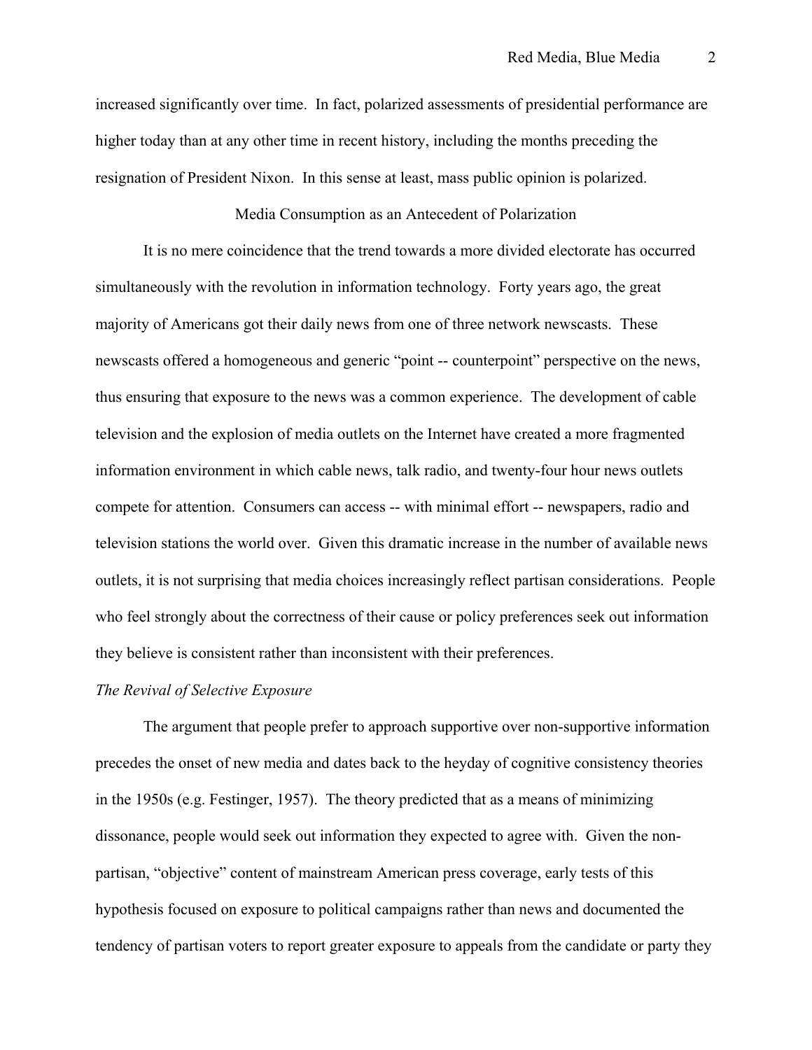increased significantly over time. In fact, polarized assessments of presidential performance are higher today than at any other time in recent history, including the months preceding the resignation of President Nixon. In this sense at least, mass public opinion is polarized.

## Media Consumption as an Antecedent of Polarization

It is no mere coincidence that the trend towards a more divided electorate has occurred simultaneously with the revolution in information technology. Forty years ago, the great majority of Americans got their daily news from one of three network newscasts. These newscasts offered a homogeneous and generic "point -- counterpoint" perspective on the news, thus ensuring that exposure to the news was a common experience. The development of cable television and the explosion of media outlets on the Internet have created a more fragmented information environment in which cable news, talk radio, and twenty-four hour news outlets compete for attention. Consumers can access -- with minimal effort -- newspapers, radio and television stations the world over. Given this dramatic increase in the number of available news outlets, it is not surprising that media choices increasingly reflect partisan considerations. People who feel strongly about the correctness of their cause or policy preferences seek out information they believe is consistent rather than inconsistent with their preferences.

### *The Revival of Selective Exposure*

The argument that people prefer to approach supportive over non-supportive information precedes the onset of new media and dates back to the heyday of cognitive consistency theories in the 1950s (e.g. Festinger, 1957). The theory predicted that as a means of minimizing dissonance, people would seek out information they expected to agree with. Given the non-partisan, "objective" content of mainstream American press coverage, early tests of this hypothesis focused on exposure to political campaigns rather than news and documented the tendency of partisan voters to report greater exposure to appeals from the candidate or party they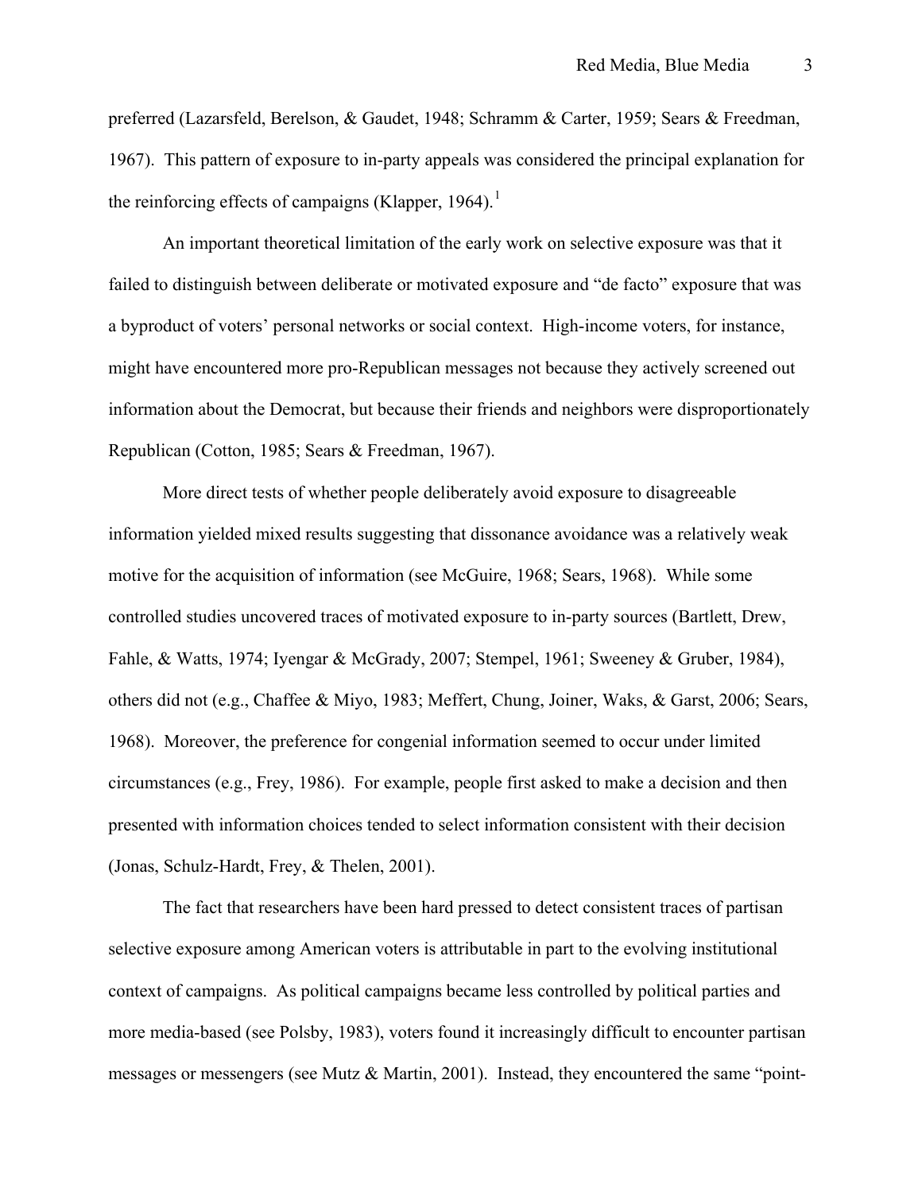preferred (Lazarsfeld, Berelson, & Gaudet, 1948; Schramm & Carter, 1959; Sears & Freedman, 1967). This pattern of exposure to in-party appeals was considered the principal explanation for the reinforcing effects of campaigns (Klapper, 1964).[1]

An important theoretical limitation of the early work on selective exposure was that it failed to distinguish between deliberate or motivated exposure and "de facto" exposure that was a byproduct of voters' personal networks or social context. High-income voters, for instance, might have encountered more pro-Republican messages not because they actively screened out information about the Democrat, but because their friends and neighbors were disproportionately Republican (Cotton, 1985; Sears & Freedman, 1967).

More direct tests of whether people deliberately avoid exposure to disagreeable information yielded mixed results suggesting that dissonance avoidance was a relatively weak motive for the acquisition of information (see McGuire, 1968; Sears, 1968). While some controlled studies uncovered traces of motivated exposure to in-party sources (Bartlett, Drew, Fahle, & Watts, 1974; Iyengar & McGrady, 2007; Stempel, 1961; Sweeney & Gruber, 1984), others did not (e.g., Chaffee & Miyo, 1983; Meffert, Chung, Joiner, Waks, & Garst, 2006; Sears, 1968). Moreover, the preference for congenial information seemed to occur under limited circumstances (e.g., Frey, 1986). For example, people first asked to make a decision and then presented with information choices tended to select information consistent with their decision (Jonas, Schulz-Hardt, Frey, & Thelen, 2001).

The fact that researchers have been hard pressed to detect consistent traces of partisan selective exposure among American voters is attributable in part to the evolving institutional context of campaigns. As political campaigns became less controlled by political parties and more media-based (see Polsby, 1983), voters found it increasingly difficult to encounter partisan messages or messengers (see Mutz & Martin, 2001). Instead, they encountered the same "point-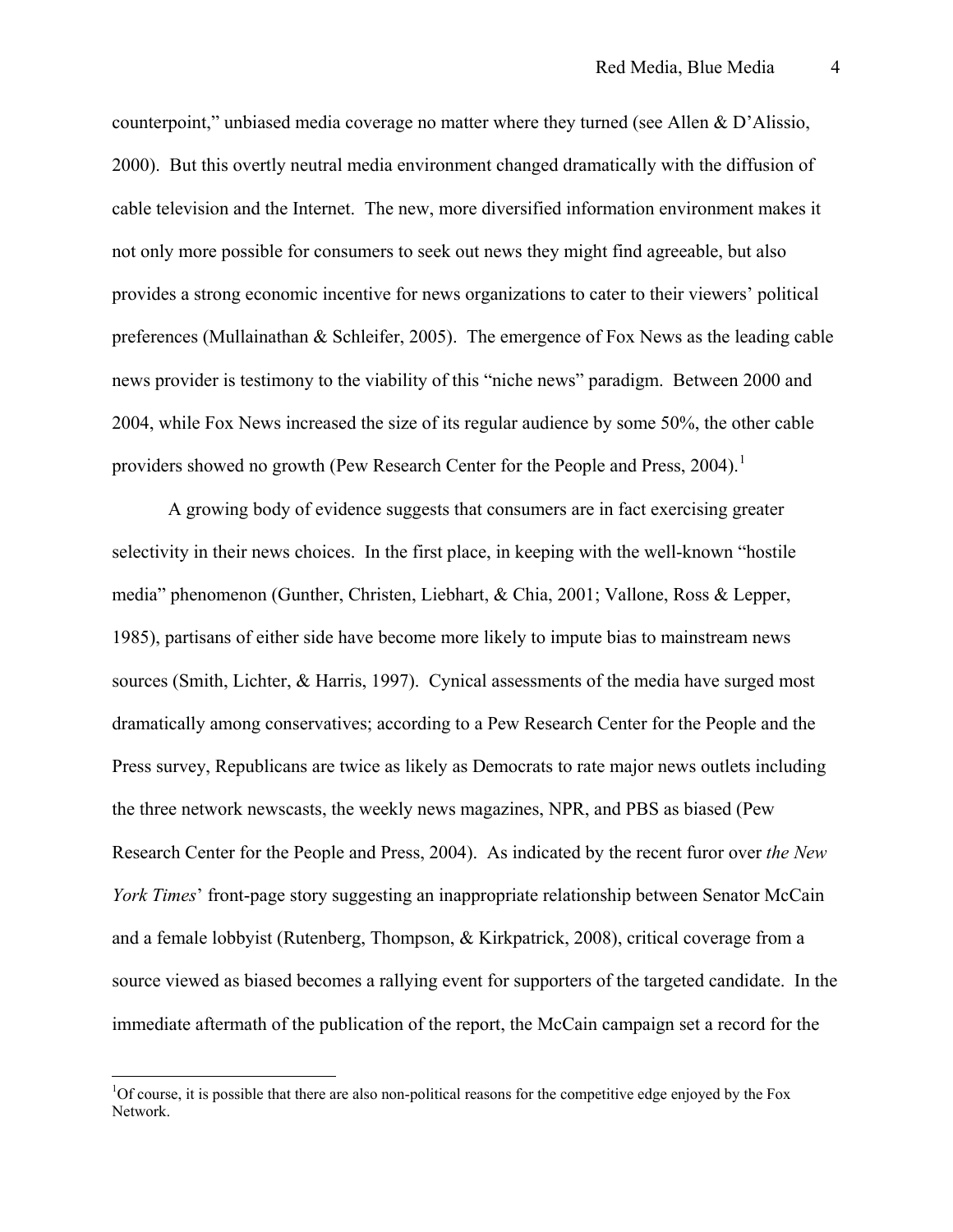counterpoint," unbiased media coverage no matter where they turned (see Allen & D'Alissio, 2000). But this overtly neutral media environment changed dramatically with the diffusion of cable television and the Internet. The new, more diversified information environment makes it not only more possible for consumers to seek out news they might find agreeable, but also provides a strong economic incentive for news organizations to cater to their viewers' political preferences (Mullainathan & Schleifer, 2005). The emergence of Fox News as the leading cable news provider is testimony to the viability of this "niche news" paradigm. Between 2000 and 2004, while Fox News increased the size of its regular audience by some 50%, the other cable providers showed no growth (Pew Research Center for the People and Press, 2004).[1]

A growing body of evidence suggests that consumers are in fact exercising greater selectivity in their news choices. In the first place, in keeping with the well-known "hostile media" phenomenon (Gunther, Christen, Liebhart, & Chia, 2001; Vallone, Ross & Lepper, 1985), partisans of either side have become more likely to impute bias to mainstream news sources (Smith, Lichter, & Harris, 1997). Cynical assessments of the media have surged most dramatically among conservatives; according to a Pew Research Center for the People and the Press survey, Republicans are twice as likely as Democrats to rate major news outlets including the three network newscasts, the weekly news magazines, NPR, and PBS as biased (Pew Research Center for the People and Press, 2004). As indicated by the recent furor over *the New York Times*' front-page story suggesting an inappropriate relationship between Senator McCain and a female lobbyist (Rutenberg, Thompson, & Kirkpatrick, 2008), critical coverage from a source viewed as biased becomes a rallying event for supporters of the targeted candidate. In the immediate aftermath of the publication of the report, the McCain campaign set a record for the

---

[1] Of course, it is possible that there are also non-political reasons for the competitive edge enjoyed by the Fox Network.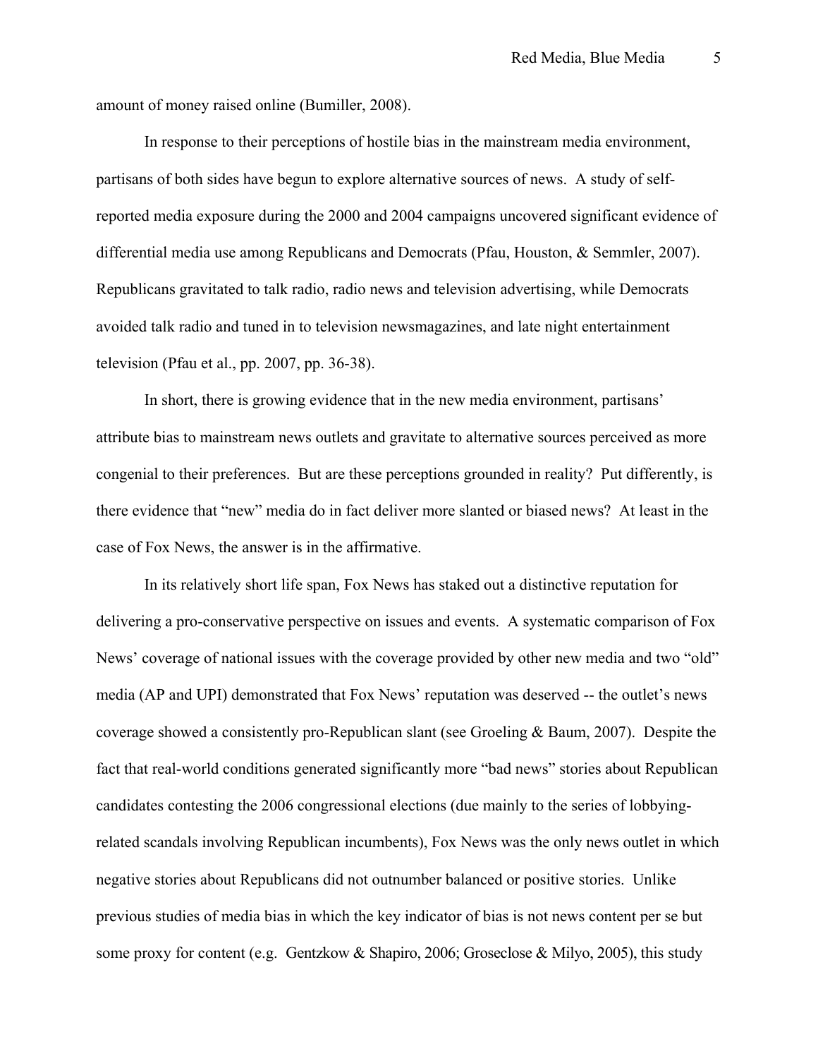amount of money raised online (Bumiller, 2008).

In response to their perceptions of hostile bias in the mainstream media environment, partisans of both sides have begun to explore alternative sources of news. A study of self-reported media exposure during the 2000 and 2004 campaigns uncovered significant evidence of differential media use among Republicans and Democrats (Pfau, Houston, & Semmler, 2007). Republicans gravitated to talk radio, radio news and television advertising, while Democrats avoided talk radio and tuned in to television newsmagazines, and late night entertainment television (Pfau et al., pp. 2007, pp. 36-38).

In short, there is growing evidence that in the new media environment, partisans' attribute bias to mainstream news outlets and gravitate to alternative sources perceived as more congenial to their preferences. But are these perceptions grounded in reality? Put differently, is there evidence that "new" media do in fact deliver more slanted or biased news? At least in the case of Fox News, the answer is in the affirmative.

In its relatively short life span, Fox News has staked out a distinctive reputation for delivering a pro-conservative perspective on issues and events. A systematic comparison of Fox News' coverage of national issues with the coverage provided by other new media and two "old" media (AP and UPI) demonstrated that Fox News' reputation was deserved -- the outlet's news coverage showed a consistently pro-Republican slant (see Groeling & Baum, 2007). Despite the fact that real-world conditions generated significantly more "bad news" stories about Republican candidates contesting the 2006 congressional elections (due mainly to the series of lobbying-related scandals involving Republican incumbents), Fox News was the only news outlet in which negative stories about Republicans did not outnumber balanced or positive stories. Unlike previous studies of media bias in which the key indicator of bias is not news content per se but some proxy for content (e.g. Gentzkow & Shapiro, 2006; Groseclose & Milyo, 2005), this study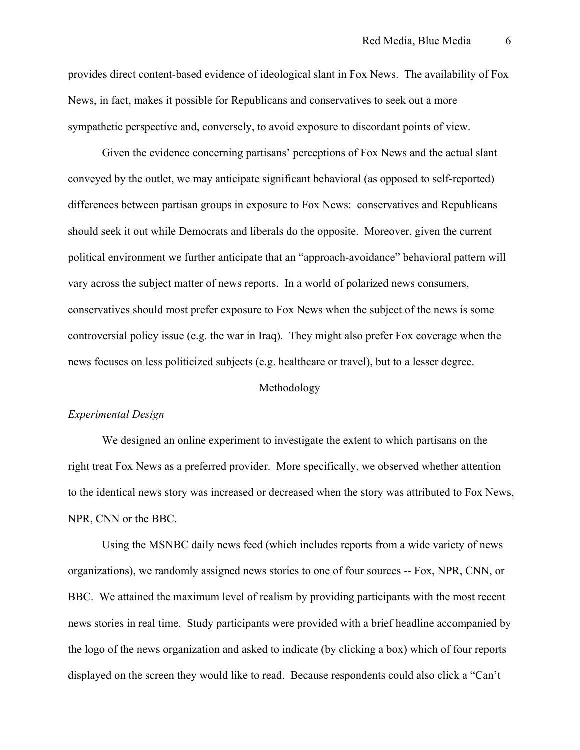provides direct content-based evidence of ideological slant in Fox News. The availability of Fox News, in fact, makes it possible for Republicans and conservatives to seek out a more sympathetic perspective and, conversely, to avoid exposure to discordant points of view.

Given the evidence concerning partisans' perceptions of Fox News and the actual slant conveyed by the outlet, we may anticipate significant behavioral (as opposed to self-reported) differences between partisan groups in exposure to Fox News: conservatives and Republicans should seek it out while Democrats and liberals do the opposite. Moreover, given the current political environment we further anticipate that an "approach-avoidance" behavioral pattern will vary across the subject matter of news reports. In a world of polarized news consumers, conservatives should most prefer exposure to Fox News when the subject of the news is some controversial policy issue (e.g. the war in Iraq). They might also prefer Fox coverage when the news focuses on less politicized subjects (e.g. healthcare or travel), but to a lesser degree.

## Methodology

### *Experimental Design*

We designed an online experiment to investigate the extent to which partisans on the right treat Fox News as a preferred provider. More specifically, we observed whether attention to the identical news story was increased or decreased when the story was attributed to Fox News, NPR, CNN or the BBC.

Using the MSNBC daily news feed (which includes reports from a wide variety of news organizations), we randomly assigned news stories to one of four sources -- Fox, NPR, CNN, or BBC. We attained the maximum level of realism by providing participants with the most recent news stories in real time. Study participants were provided with a brief headline accompanied by the logo of the news organization and asked to indicate (by clicking a box) which of four reports displayed on the screen they would like to read. Because respondents could also click a "Can't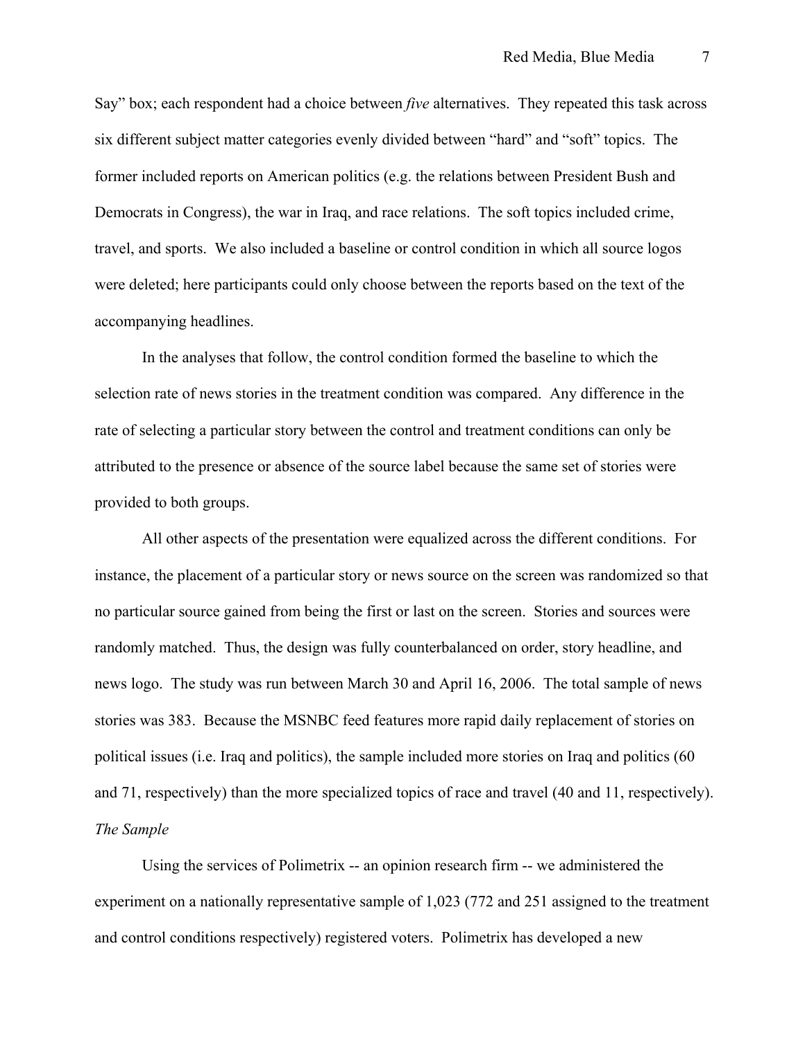Say" box; each respondent had a choice between *five* alternatives. They repeated this task across six different subject matter categories evenly divided between "hard" and "soft" topics. The former included reports on American politics (e.g. the relations between President Bush and Democrats in Congress), the war in Iraq, and race relations. The soft topics included crime, travel, and sports. We also included a baseline or control condition in which all source logos were deleted; here participants could only choose between the reports based on the text of the accompanying headlines.

In the analyses that follow, the control condition formed the baseline to which the selection rate of news stories in the treatment condition was compared. Any difference in the rate of selecting a particular story between the control and treatment conditions can only be attributed to the presence or absence of the source label because the same set of stories were provided to both groups.

All other aspects of the presentation were equalized across the different conditions. For instance, the placement of a particular story or news source on the screen was randomized so that no particular source gained from being the first or last on the screen. Stories and sources were randomly matched. Thus, the design was fully counterbalanced on order, story headline, and news logo. The study was run between March 30 and April 16, 2006. The total sample of news stories was 383. Because the MSNBC feed features more rapid daily replacement of stories on political issues (i.e. Iraq and politics), the sample included more stories on Iraq and politics (60 and 71, respectively) than the more specialized topics of race and travel (40 and 11, respectively).

*The Sample*

Using the services of Polimetrix -- an opinion research firm -- we administered the experiment on a nationally representative sample of 1,023 (772 and 251 assigned to the treatment and control conditions respectively) registered voters. Polimetrix has developed a new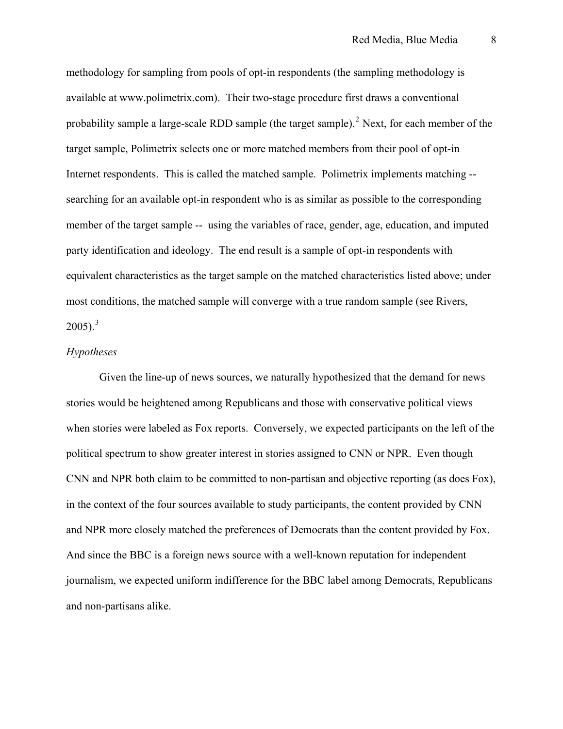methodology for sampling from pools of opt-in respondents (the sampling methodology is available at www.polimetrix.com). Their two-stage procedure first draws a conventional probability sample a large-scale RDD sample (the target sample).[2] Next, for each member of the target sample, Polimetrix selects one or more matched members from their pool of opt-in Internet respondents. This is called the matched sample. Polimetrix implements matching -- searching for an available opt-in respondent who is as similar as possible to the corresponding member of the target sample -- using the variables of race, gender, age, education, and imputed party identification and ideology. The end result is a sample of opt-in respondents with equivalent characteristics as the target sample on the matched characteristics listed above; under most conditions, the matched sample will converge with a true random sample (see Rivers, 2005).[3]

*Hypotheses*

Given the line-up of news sources, we naturally hypothesized that the demand for news stories would be heightened among Republicans and those with conservative political views when stories were labeled as Fox reports. Conversely, we expected participants on the left of the political spectrum to show greater interest in stories assigned to CNN or NPR. Even though CNN and NPR both claim to be committed to non-partisan and objective reporting (as does Fox), in the context of the four sources available to study participants, the content provided by CNN and NPR more closely matched the preferences of Democrats than the content provided by Fox. And since the BBC is a foreign news source with a well-known reputation for independent journalism, we expected uniform indifference for the BBC label among Democrats, Republicans and non-partisans alike.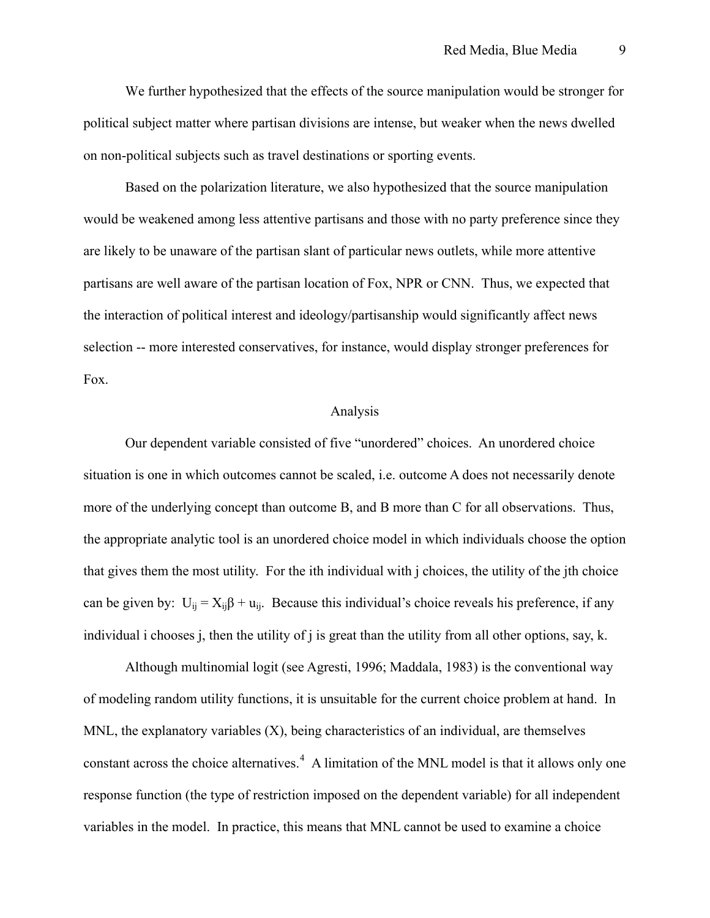We further hypothesized that the effects of the source manipulation would be stronger for political subject matter where partisan divisions are intense, but weaker when the news dwelled on non-political subjects such as travel destinations or sporting events.

Based on the polarization literature, we also hypothesized that the source manipulation would be weakened among less attentive partisans and those with no party preference since they are likely to be unaware of the partisan slant of particular news outlets, while more attentive partisans are well aware of the partisan location of Fox, NPR or CNN. Thus, we expected that the interaction of political interest and ideology/partisanship would significantly affect news selection -- more interested conservatives, for instance, would display stronger preferences for Fox.

## Analysis

Our dependent variable consisted of five "unordered" choices. An unordered choice situation is one in which outcomes cannot be scaled, i.e. outcome A does not necessarily denote more of the underlying concept than outcome B, and B more than C for all observations. Thus, the appropriate analytic tool is an unordered choice model in which individuals choose the option that gives them the most utility. For the ith individual with j choices, the utility of the jth choice can be given by: $U_{ij} = X_{ij}\beta + u_{ij}$. Because this individual's choice reveals his preference, if any individual i chooses j, then the utility of j is great than the utility from all other options, say, k.

Although multinomial logit (see Agresti, 1996; Maddala, 1983) is the conventional way of modeling random utility functions, it is unsuitable for the current choice problem at hand. In MNL, the explanatory variables (X), being characteristics of an individual, are themselves constant across the choice alternatives.[4] A limitation of the MNL model is that it allows only one response function (the type of restriction imposed on the dependent variable) for all independent variables in the model. In practice, this means that MNL cannot be used to examine a choice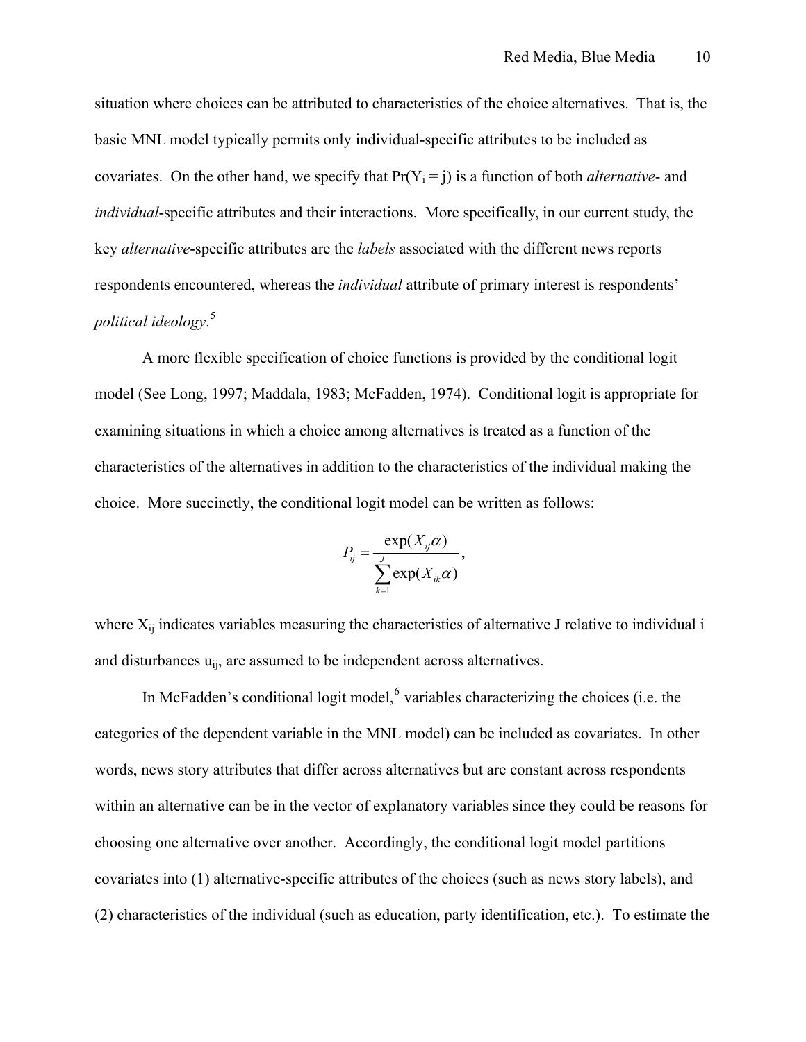situation where choices can be attributed to characteristics of the choice alternatives. That is, the basic MNL model typically permits only individual-specific attributes to be included as covariates. On the other hand, we specify that $\Pr(Y_i = j)$ is a function of both *alternative*- and *individual*-specific attributes and their interactions. More specifically, in our current study, the key *alternative*-specific attributes are the *labels* associated with the different news reports respondents encountered, whereas the *individual* attribute of primary interest is respondents' *political ideology*.[5]

A more flexible specification of choice functions is provided by the conditional logit model (See Long, 1997; Maddala, 1983; McFadden, 1974). Conditional logit is appropriate for examining situations in which a choice among alternatives is treated as a function of the characteristics of the alternatives in addition to the characteristics of the individual making the choice. More succinctly, the conditional logit model can be written as follows:

$$P_{ij} = \frac{\exp(X_{ij}\alpha)}{\sum_{k=1}^{J}\exp(X_{ik}\alpha)},$$

where $X_{ij}$ indicates variables measuring the characteristics of alternative J relative to individual i and disturbances $u_{ij}$, are assumed to be independent across alternatives.

In McFadden's conditional logit model,[6] variables characterizing the choices (i.e. the categories of the dependent variable in the MNL model) can be included as covariates. In other words, news story attributes that differ across alternatives but are constant across respondents within an alternative can be in the vector of explanatory variables since they could be reasons for choosing one alternative over another. Accordingly, the conditional logit model partitions covariates into (1) alternative-specific attributes of the choices (such as news story labels), and (2) characteristics of the individual (such as education, party identification, etc.). To estimate the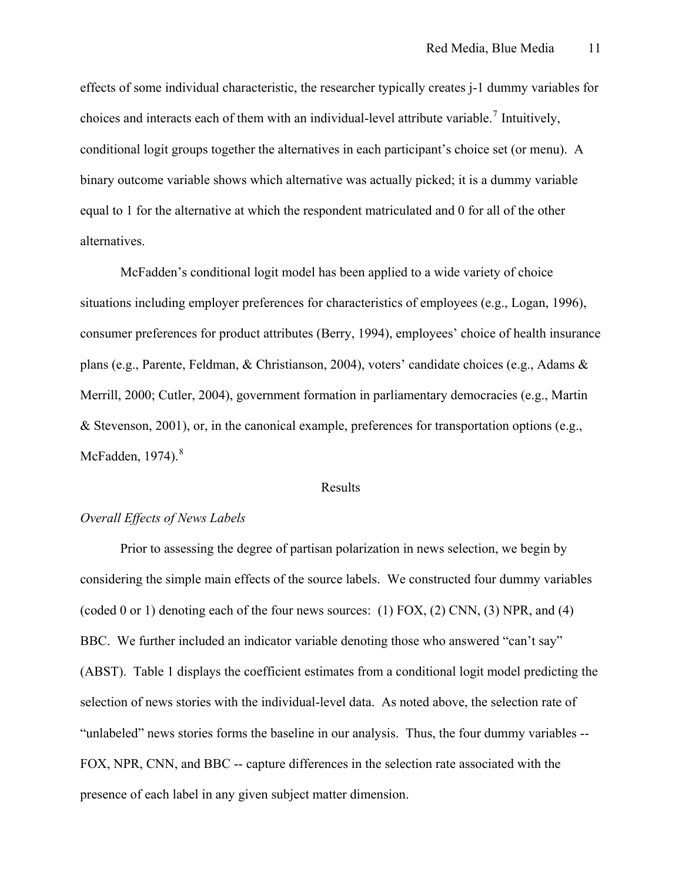effects of some individual characteristic, the researcher typically creates j-1 dummy variables for choices and interacts each of them with an individual-level attribute variable.[7] Intuitively, conditional logit groups together the alternatives in each participant's choice set (or menu). A binary outcome variable shows which alternative was actually picked; it is a dummy variable equal to 1 for the alternative at which the respondent matriculated and 0 for all of the other alternatives.

McFadden's conditional logit model has been applied to a wide variety of choice situations including employer preferences for characteristics of employees (e.g., Logan, 1996), consumer preferences for product attributes (Berry, 1994), employees' choice of health insurance plans (e.g., Parente, Feldman, & Christianson, 2004), voters' candidate choices (e.g., Adams & Merrill, 2000; Cutler, 2004), government formation in parliamentary democracies (e.g., Martin & Stevenson, 2001), or, in the canonical example, preferences for transportation options (e.g., McFadden, 1974).[8]

## Results

### *Overall Effects of News Labels*

Prior to assessing the degree of partisan polarization in news selection, we begin by considering the simple main effects of the source labels. We constructed four dummy variables (coded 0 or 1) denoting each of the four news sources: (1) FOX, (2) CNN, (3) NPR, and (4) BBC. We further included an indicator variable denoting those who answered "can't say" (ABST). Table 1 displays the coefficient estimates from a conditional logit model predicting the selection of news stories with the individual-level data. As noted above, the selection rate of "unlabeled" news stories forms the baseline in our analysis. Thus, the four dummy variables -- FOX, NPR, CNN, and BBC -- capture differences in the selection rate associated with the presence of each label in any given subject matter dimension.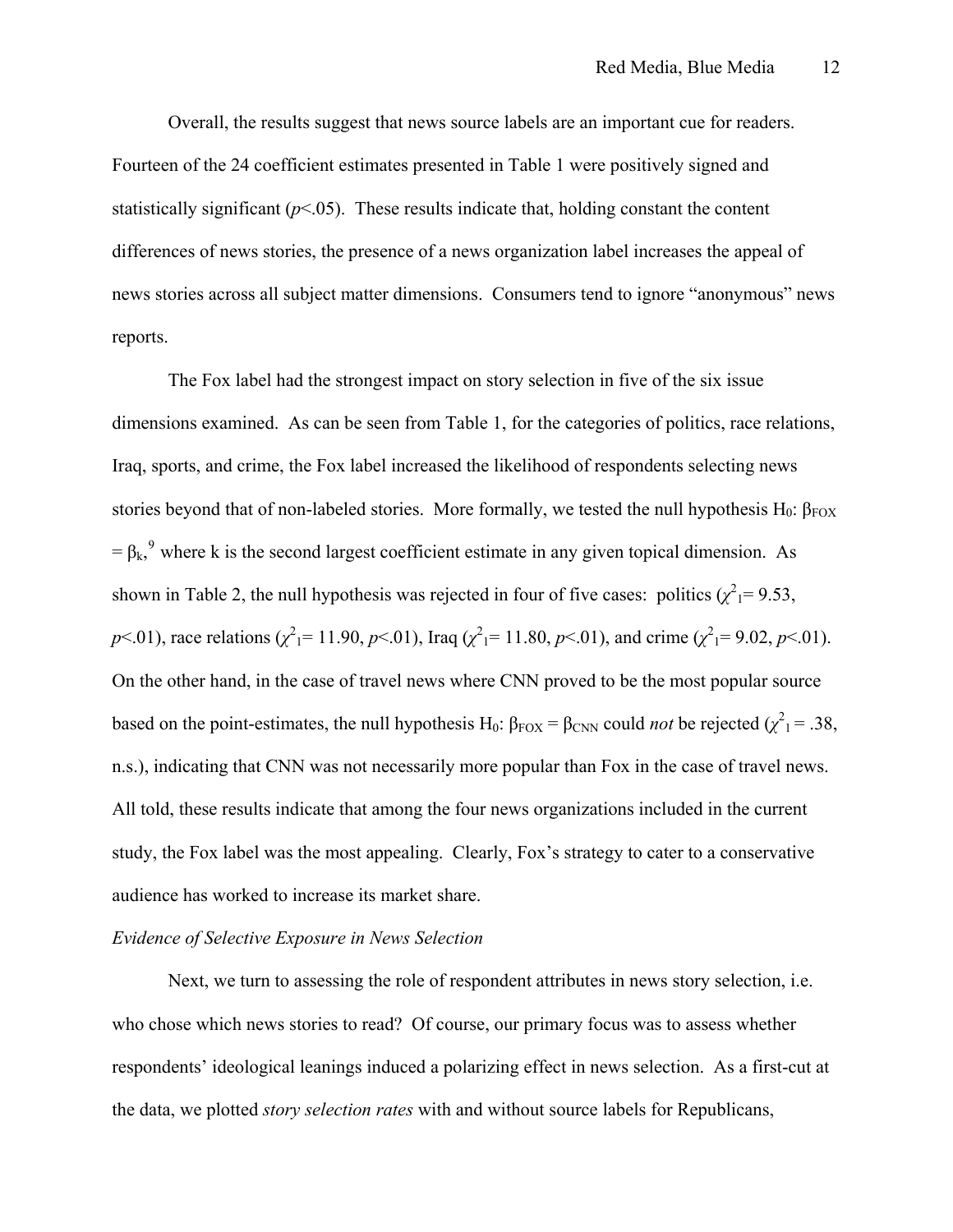Overall, the results suggest that news source labels are an important cue for readers. Fourteen of the 24 coefficient estimates presented in Table 1 were positively signed and statistically significant ($p<.05$). These results indicate that, holding constant the content differences of news stories, the presence of a news organization label increases the appeal of news stories across all subject matter dimensions. Consumers tend to ignore "anonymous" news reports.

The Fox label had the strongest impact on story selection in five of the six issue dimensions examined. As can be seen from Table 1, for the categories of politics, race relations, Iraq, sports, and crime, the Fox label increased the likelihood of respondents selecting news stories beyond that of non-labeled stories. More formally, we tested the null hypothesis $H_0$: $\beta_{FOX} = \beta_k$,[9] where k is the second largest coefficient estimate in any given topical dimension. As shown in Table 2, the null hypothesis was rejected in four of five cases: politics ($\chi^2_1 = 9.53$, $p<.01$), race relations ($\chi^2_1 = 11.90$, $p<.01$), Iraq ($\chi^2_1 = 11.80$, $p<.01$), and crime ($\chi^2_1 = 9.02$, $p<.01$). On the other hand, in the case of travel news where CNN proved to be the most popular source based on the point-estimates, the null hypothesis $H_0$: $\beta_{FOX} = \beta_{CNN}$ could *not* be rejected ($\chi^2_1 = .38$, n.s.), indicating that CNN was not necessarily more popular than Fox in the case of travel news. All told, these results indicate that among the four news organizations included in the current study, the Fox label was the most appealing. Clearly, Fox's strategy to cater to a conservative audience has worked to increase its market share.

*Evidence of Selective Exposure in News Selection*

Next, we turn to assessing the role of respondent attributes in news story selection, i.e. who chose which news stories to read? Of course, our primary focus was to assess whether respondents' ideological leanings induced a polarizing effect in news selection. As a first-cut at the data, we plotted *story selection rates* with and without source labels for Republicans,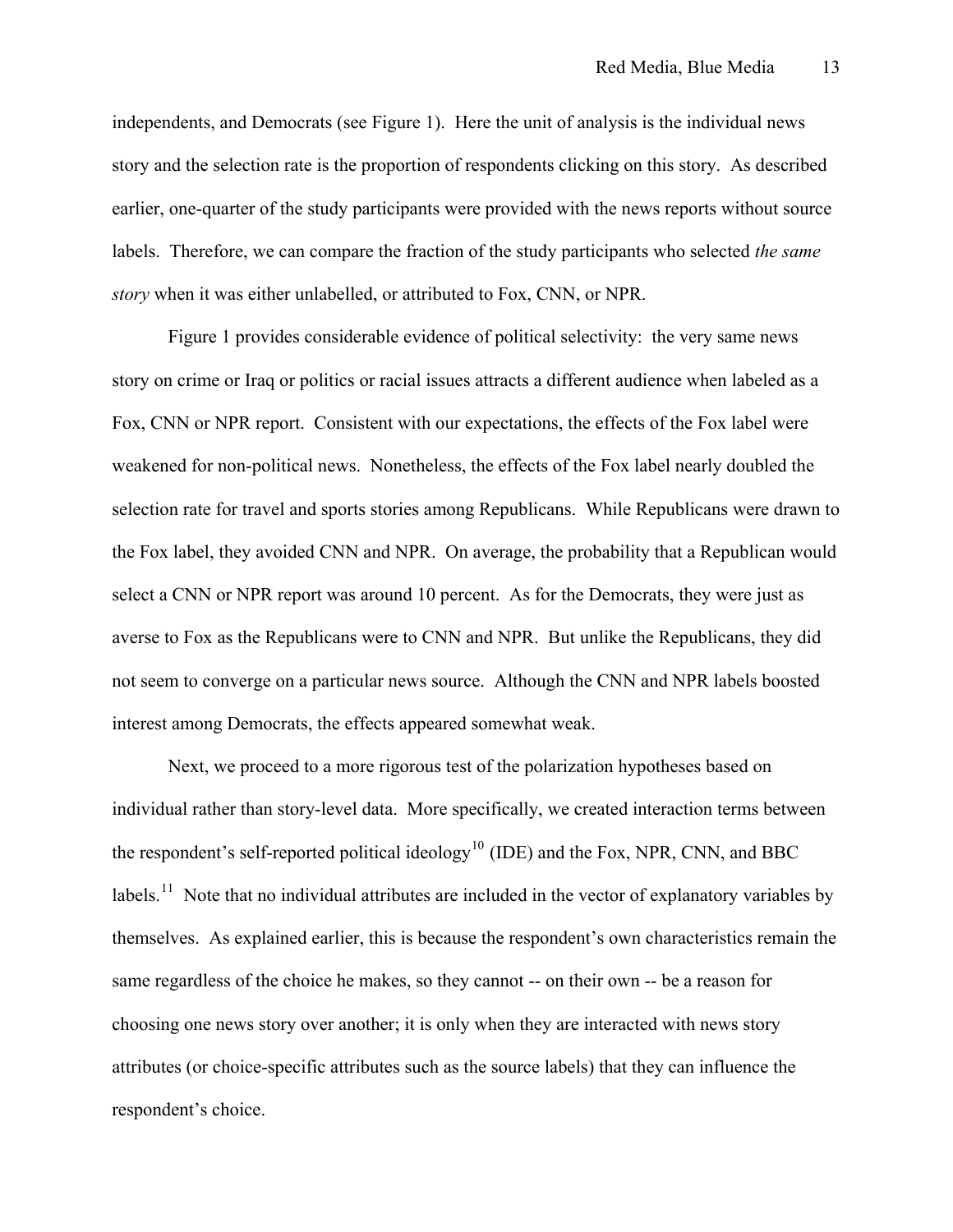independents, and Democrats (see Figure 1). Here the unit of analysis is the individual news story and the selection rate is the proportion of respondents clicking on this story. As described earlier, one-quarter of the study participants were provided with the news reports without source labels. Therefore, we can compare the fraction of the study participants who selected *the same story* when it was either unlabelled, or attributed to Fox, CNN, or NPR.

Figure 1 provides considerable evidence of political selectivity: the very same news story on crime or Iraq or politics or racial issues attracts a different audience when labeled as a Fox, CNN or NPR report. Consistent with our expectations, the effects of the Fox label were weakened for non-political news. Nonetheless, the effects of the Fox label nearly doubled the selection rate for travel and sports stories among Republicans. While Republicans were drawn to the Fox label, they avoided CNN and NPR. On average, the probability that a Republican would select a CNN or NPR report was around 10 percent. As for the Democrats, they were just as averse to Fox as the Republicans were to CNN and NPR. But unlike the Republicans, they did not seem to converge on a particular news source. Although the CNN and NPR labels boosted interest among Democrats, the effects appeared somewhat weak.

Next, we proceed to a more rigorous test of the polarization hypotheses based on individual rather than story-level data. More specifically, we created interaction terms between the respondent's self-reported political ideology[10] (IDE) and the Fox, NPR, CNN, and BBC labels.[11] Note that no individual attributes are included in the vector of explanatory variables by themselves. As explained earlier, this is because the respondent's own characteristics remain the same regardless of the choice he makes, so they cannot -- on their own -- be a reason for choosing one news story over another; it is only when they are interacted with news story attributes (or choice-specific attributes such as the source labels) that they can influence the respondent's choice.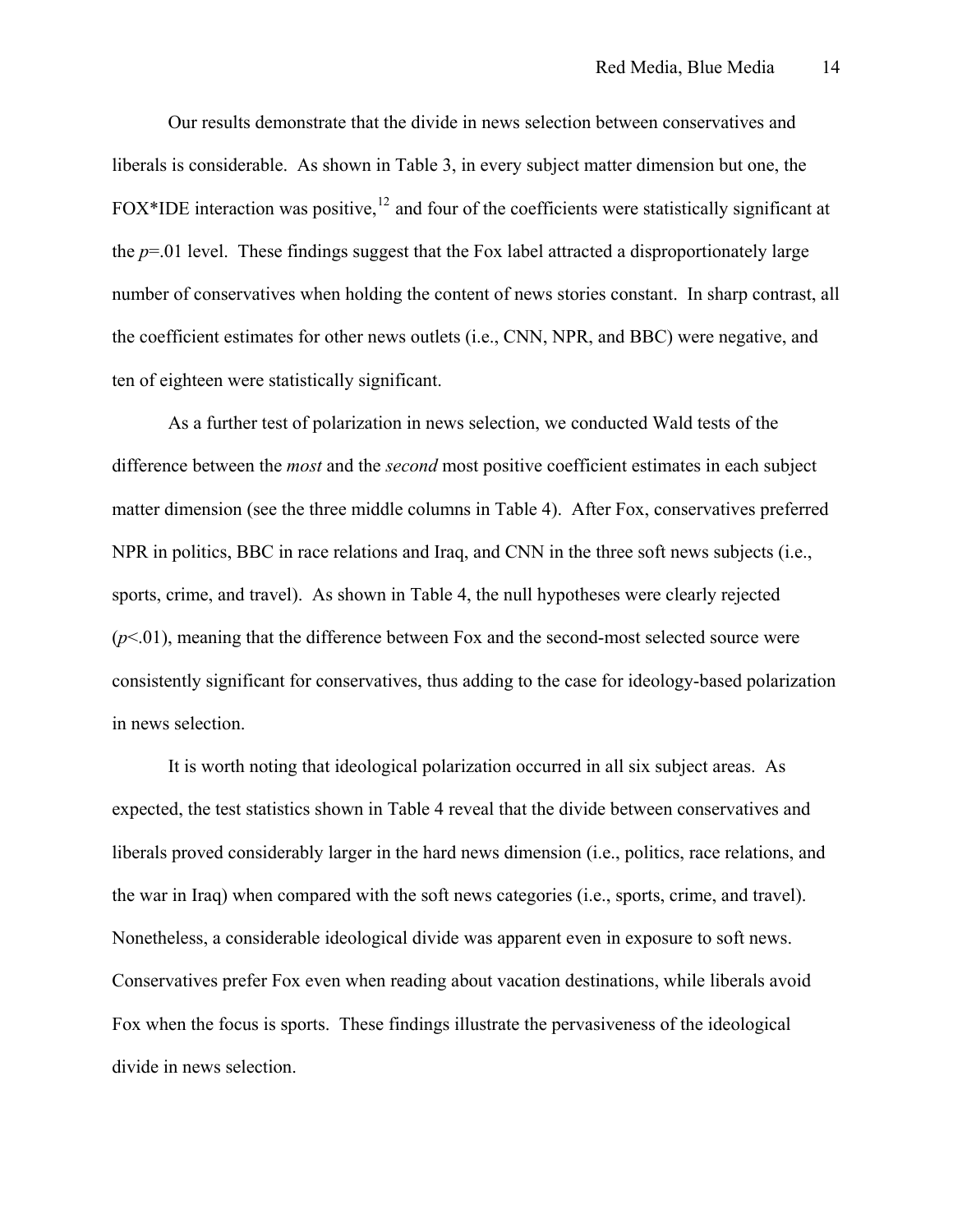Our results demonstrate that the divide in news selection between conservatives and liberals is considerable. As shown in Table 3, in every subject matter dimension but one, the FOX*IDE interaction was positive,[12] and four of the coefficients were statistically significant at the $p$=.01 level. These findings suggest that the Fox label attracted a disproportionately large number of conservatives when holding the content of news stories constant. In sharp contrast, all the coefficient estimates for other news outlets (i.e., CNN, NPR, and BBC) were negative, and ten of eighteen were statistically significant.

As a further test of polarization in news selection, we conducted Wald tests of the difference between the *most* and the *second* most positive coefficient estimates in each subject matter dimension (see the three middle columns in Table 4). After Fox, conservatives preferred NPR in politics, BBC in race relations and Iraq, and CNN in the three soft news subjects (i.e., sports, crime, and travel). As shown in Table 4, the null hypotheses were clearly rejected ($p$<.01), meaning that the difference between Fox and the second-most selected source were consistently significant for conservatives, thus adding to the case for ideology-based polarization in news selection.

It is worth noting that ideological polarization occurred in all six subject areas. As expected, the test statistics shown in Table 4 reveal that the divide between conservatives and liberals proved considerably larger in the hard news dimension (i.e., politics, race relations, and the war in Iraq) when compared with the soft news categories (i.e., sports, crime, and travel). Nonetheless, a considerable ideological divide was apparent even in exposure to soft news. Conservatives prefer Fox even when reading about vacation destinations, while liberals avoid Fox when the focus is sports. These findings illustrate the pervasiveness of the ideological divide in news selection.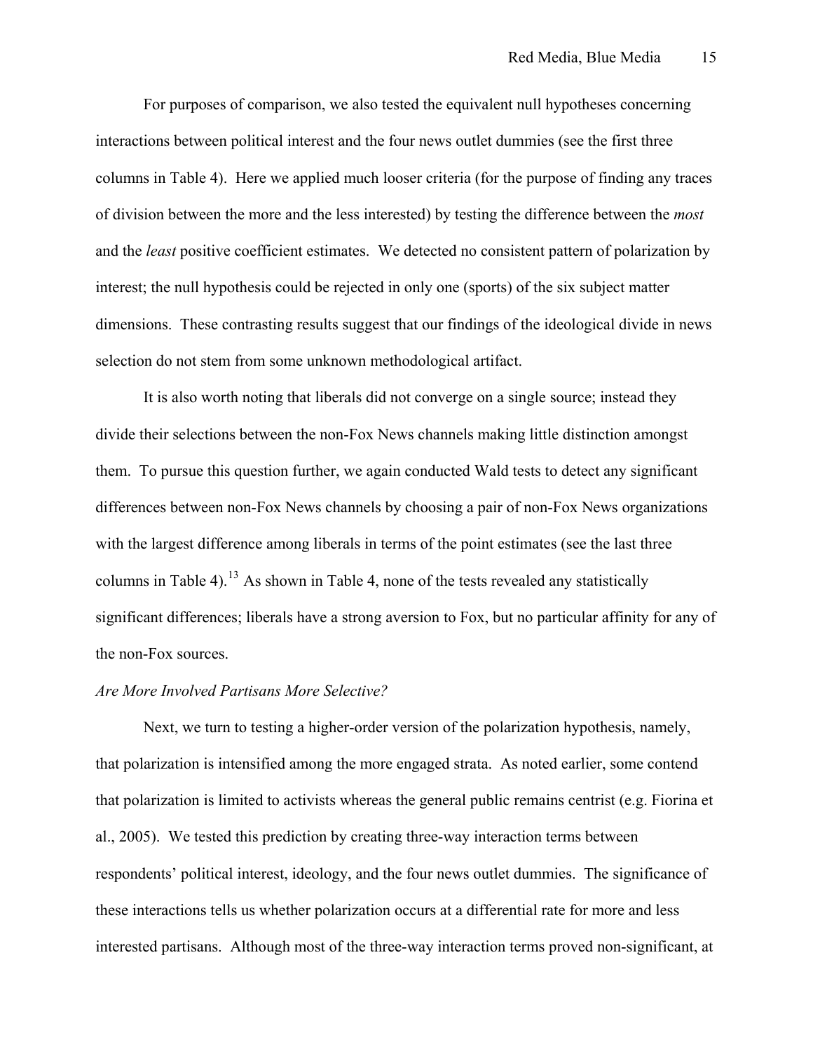For purposes of comparison, we also tested the equivalent null hypotheses concerning interactions between political interest and the four news outlet dummies (see the first three columns in Table 4). Here we applied much looser criteria (for the purpose of finding any traces of division between the more and the less interested) by testing the difference between the *most* and the *least* positive coefficient estimates. We detected no consistent pattern of polarization by interest; the null hypothesis could be rejected in only one (sports) of the six subject matter dimensions. These contrasting results suggest that our findings of the ideological divide in news selection do not stem from some unknown methodological artifact.

It is also worth noting that liberals did not converge on a single source; instead they divide their selections between the non-Fox News channels making little distinction amongst them. To pursue this question further, we again conducted Wald tests to detect any significant differences between non-Fox News channels by choosing a pair of non-Fox News organizations with the largest difference among liberals in terms of the point estimates (see the last three columns in Table 4).[13] As shown in Table 4, none of the tests revealed any statistically significant differences; liberals have a strong aversion to Fox, but no particular affinity for any of the non-Fox sources.

*Are More Involved Partisans More Selective?*

Next, we turn to testing a higher-order version of the polarization hypothesis, namely, that polarization is intensified among the more engaged strata. As noted earlier, some contend that polarization is limited to activists whereas the general public remains centrist (e.g. Fiorina et al., 2005). We tested this prediction by creating three-way interaction terms between respondents' political interest, ideology, and the four news outlet dummies. The significance of these interactions tells us whether polarization occurs at a differential rate for more and less interested partisans. Although most of the three-way interaction terms proved non-significant, at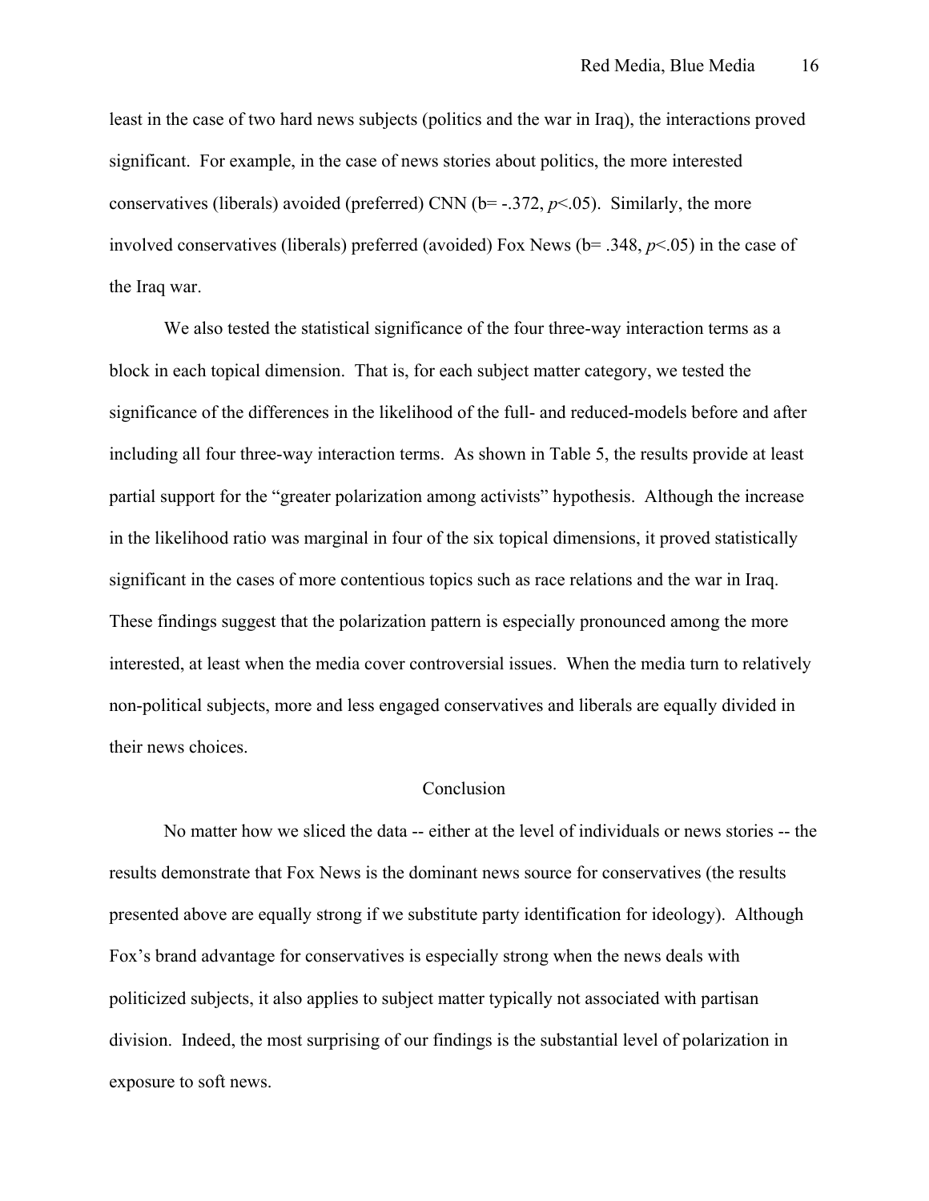least in the case of two hard news subjects (politics and the war in Iraq), the interactions proved significant. For example, in the case of news stories about politics, the more interested conservatives (liberals) avoided (preferred) CNN (b= -.372, $p<.05$). Similarly, the more involved conservatives (liberals) preferred (avoided) Fox News (b= .348, $p<.05$) in the case of the Iraq war.

We also tested the statistical significance of the four three-way interaction terms as a block in each topical dimension. That is, for each subject matter category, we tested the significance of the differences in the likelihood of the full- and reduced-models before and after including all four three-way interaction terms. As shown in Table 5, the results provide at least partial support for the "greater polarization among activists" hypothesis. Although the increase in the likelihood ratio was marginal in four of the six topical dimensions, it proved statistically significant in the cases of more contentious topics such as race relations and the war in Iraq. These findings suggest that the polarization pattern is especially pronounced among the more interested, at least when the media cover controversial issues. When the media turn to relatively non-political subjects, more and less engaged conservatives and liberals are equally divided in their news choices.

## Conclusion

No matter how we sliced the data -- either at the level of individuals or news stories -- the results demonstrate that Fox News is the dominant news source for conservatives (the results presented above are equally strong if we substitute party identification for ideology). Although Fox's brand advantage for conservatives is especially strong when the news deals with politicized subjects, it also applies to subject matter typically not associated with partisan division. Indeed, the most surprising of our findings is the substantial level of polarization in exposure to soft news.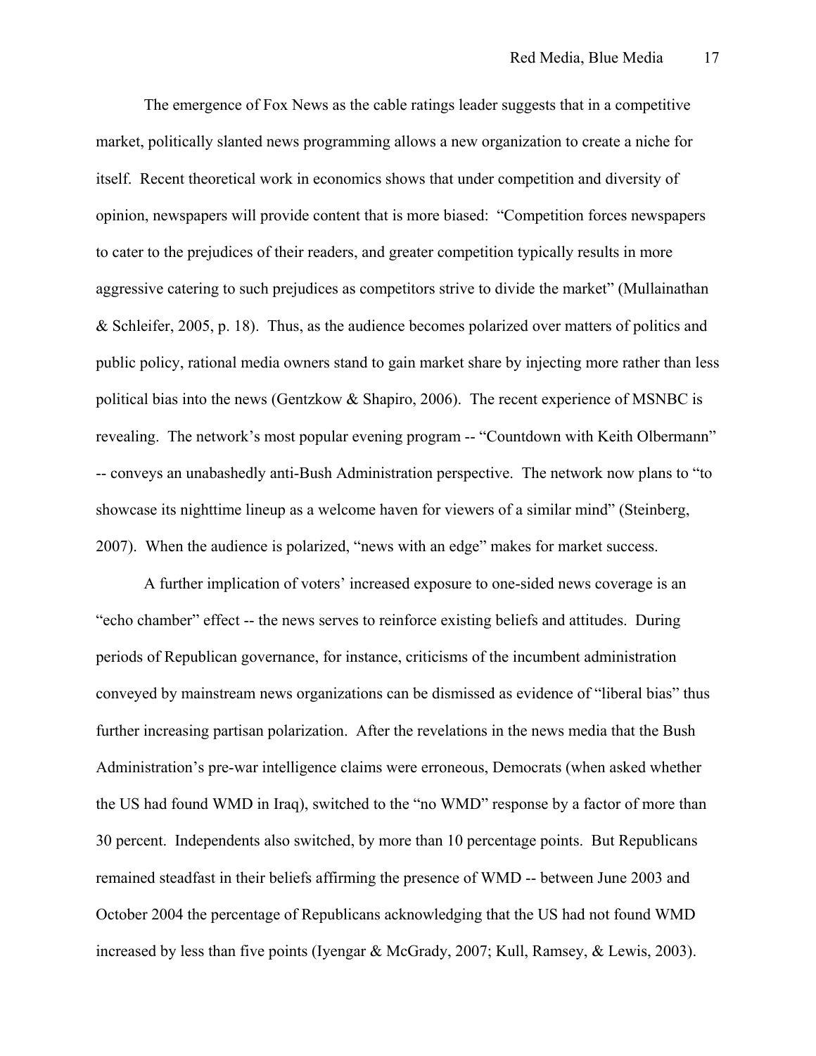The emergence of Fox News as the cable ratings leader suggests that in a competitive market, politically slanted news programming allows a new organization to create a niche for itself. Recent theoretical work in economics shows that under competition and diversity of opinion, newspapers will provide content that is more biased: "Competition forces newspapers to cater to the prejudices of their readers, and greater competition typically results in more aggressive catering to such prejudices as competitors strive to divide the market" (Mullainathan & Schleifer, 2005, p. 18). Thus, as the audience becomes polarized over matters of politics and public policy, rational media owners stand to gain market share by injecting more rather than less political bias into the news (Gentzkow & Shapiro, 2006). The recent experience of MSNBC is revealing. The network's most popular evening program -- "Countdown with Keith Olbermann" -- conveys an unabashedly anti-Bush Administration perspective. The network now plans to "to showcase its nighttime lineup as a welcome haven for viewers of a similar mind" (Steinberg, 2007). When the audience is polarized, "news with an edge" makes for market success.

A further implication of voters' increased exposure to one-sided news coverage is an "echo chamber" effect -- the news serves to reinforce existing beliefs and attitudes. During periods of Republican governance, for instance, criticisms of the incumbent administration conveyed by mainstream news organizations can be dismissed as evidence of "liberal bias" thus further increasing partisan polarization. After the revelations in the news media that the Bush Administration's pre-war intelligence claims were erroneous, Democrats (when asked whether the US had found WMD in Iraq), switched to the "no WMD" response by a factor of more than 30 percent. Independents also switched, by more than 10 percentage points. But Republicans remained steadfast in their beliefs affirming the presence of WMD -- between June 2003 and October 2004 the percentage of Republicans acknowledging that the US had not found WMD increased by less than five points (Iyengar & McGrady, 2007; Kull, Ramsey, & Lewis, 2003).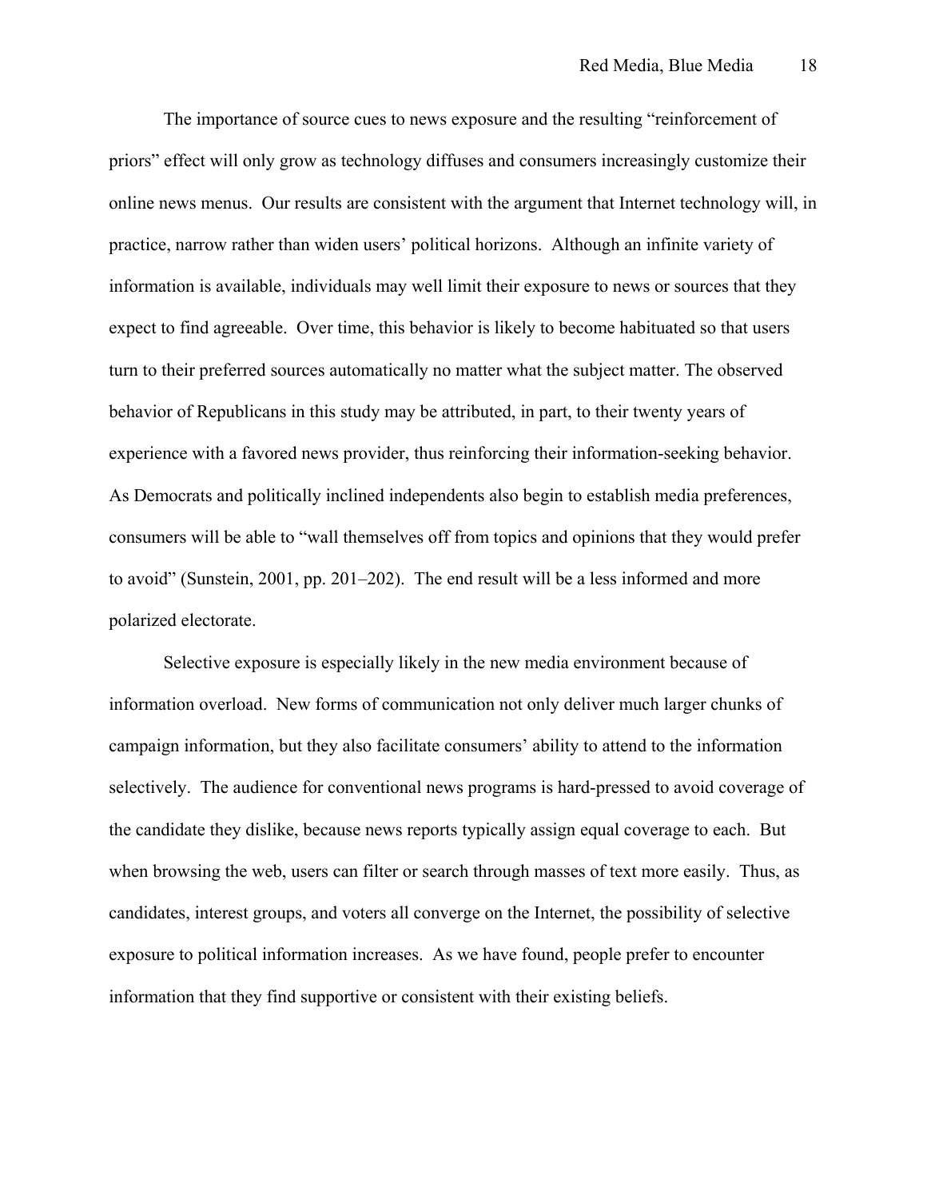The importance of source cues to news exposure and the resulting "reinforcement of priors" effect will only grow as technology diffuses and consumers increasingly customize their online news menus. Our results are consistent with the argument that Internet technology will, in practice, narrow rather than widen users' political horizons. Although an infinite variety of information is available, individuals may well limit their exposure to news or sources that they expect to find agreeable. Over time, this behavior is likely to become habituated so that users turn to their preferred sources automatically no matter what the subject matter. The observed behavior of Republicans in this study may be attributed, in part, to their twenty years of experience with a favored news provider, thus reinforcing their information-seeking behavior. As Democrats and politically inclined independents also begin to establish media preferences, consumers will be able to "wall themselves off from topics and opinions that they would prefer to avoid" (Sunstein, 2001, pp. 201–202). The end result will be a less informed and more polarized electorate.

Selective exposure is especially likely in the new media environment because of information overload. New forms of communication not only deliver much larger chunks of campaign information, but they also facilitate consumers' ability to attend to the information selectively. The audience for conventional news programs is hard-pressed to avoid coverage of the candidate they dislike, because news reports typically assign equal coverage to each. But when browsing the web, users can filter or search through masses of text more easily. Thus, as candidates, interest groups, and voters all converge on the Internet, the possibility of selective exposure to political information increases. As we have found, people prefer to encounter information that they find supportive or consistent with their existing beliefs.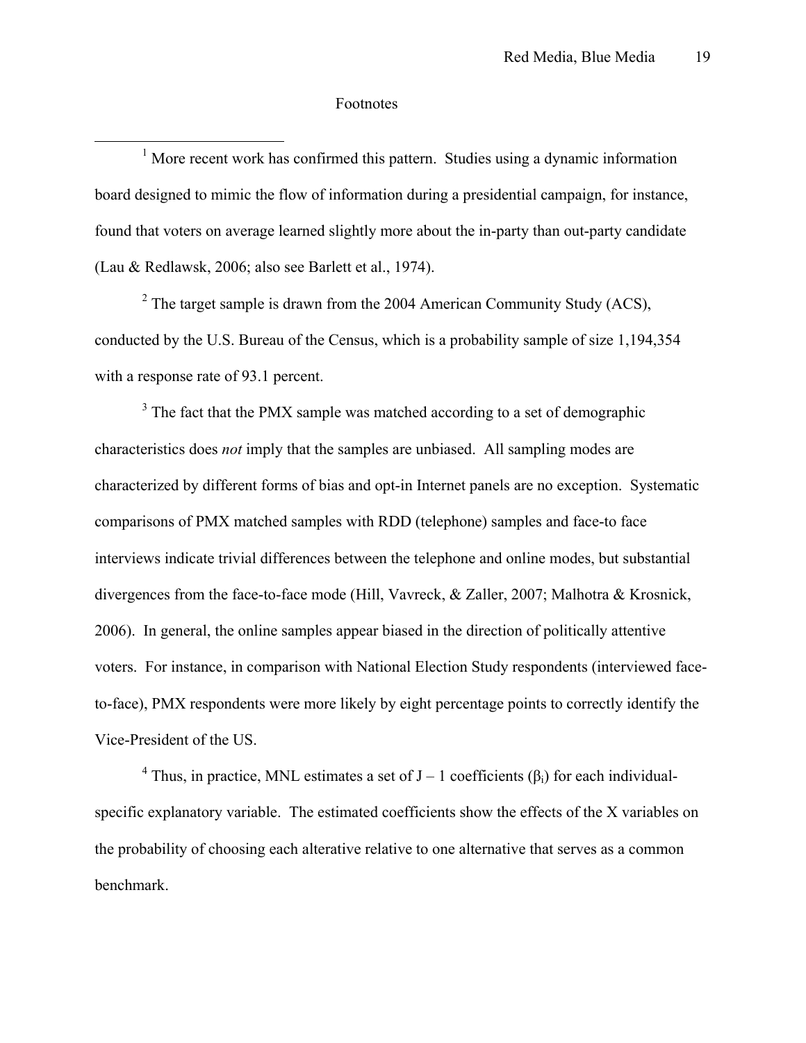Footnotes

[1] More recent work has confirmed this pattern. Studies using a dynamic information board designed to mimic the flow of information during a presidential campaign, for instance, found that voters on average learned slightly more about the in-party than out-party candidate (Lau & Redlawsk, 2006; also see Barlett et al., 1974).

[2] The target sample is drawn from the 2004 American Community Study (ACS), conducted by the U.S. Bureau of the Census, which is a probability sample of size 1,194,354 with a response rate of 93.1 percent.

[3] The fact that the PMX sample was matched according to a set of demographic characteristics does *not* imply that the samples are unbiased. All sampling modes are characterized by different forms of bias and opt-in Internet panels are no exception. Systematic comparisons of PMX matched samples with RDD (telephone) samples and face-to face interviews indicate trivial differences between the telephone and online modes, but substantial divergences from the face-to-face mode (Hill, Vavreck, & Zaller, 2007; Malhotra & Krosnick, 2006). In general, the online samples appear biased in the direction of politically attentive voters. For instance, in comparison with National Election Study respondents (interviewed face-to-face), PMX respondents were more likely by eight percentage points to correctly identify the Vice-President of the US.

[4] Thus, in practice, MNL estimates a set of $J - 1$ coefficients ($\beta_i$) for each individual-specific explanatory variable. The estimated coefficients show the effects of the X variables on the probability of choosing each alterative relative to one alternative that serves as a common benchmark.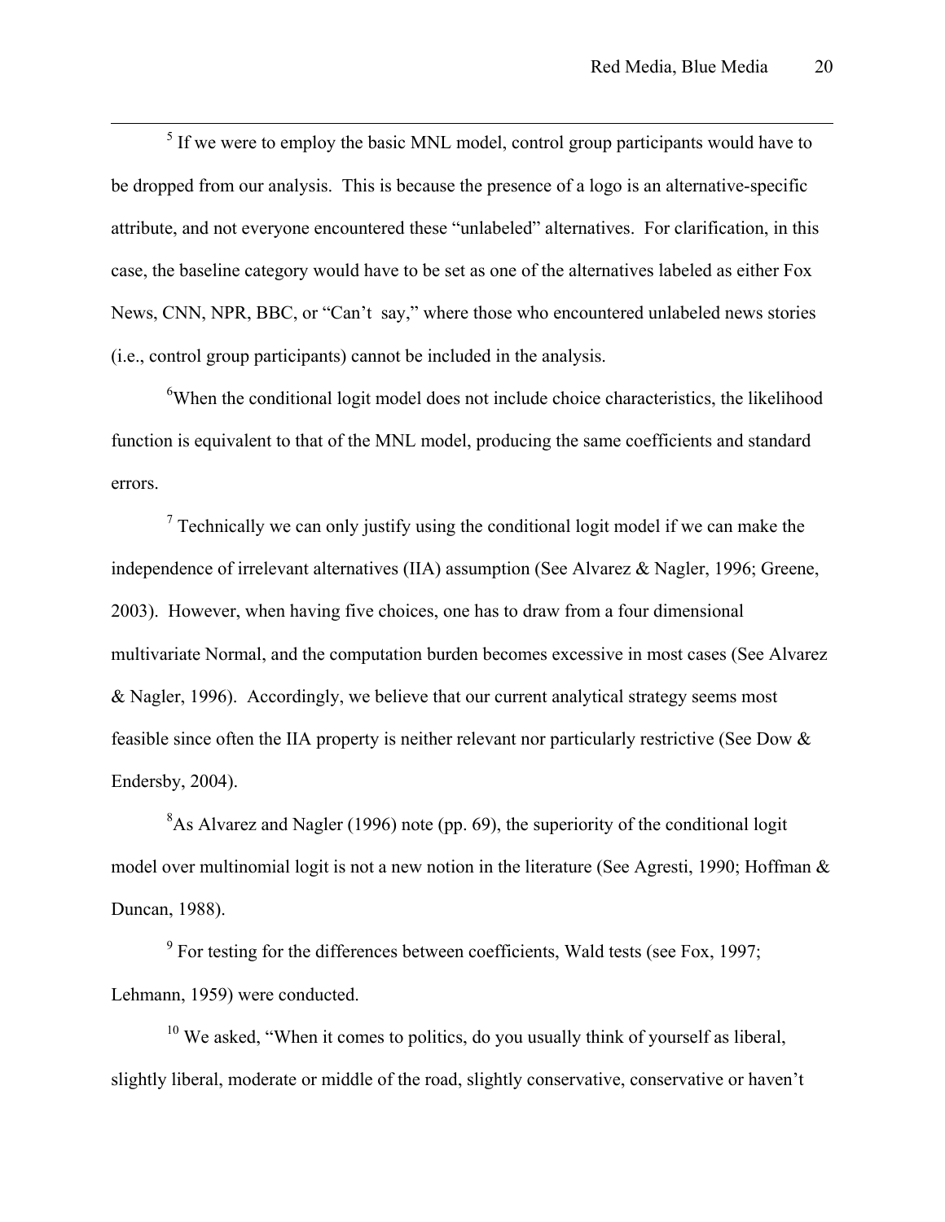[5] If we were to employ the basic MNL model, control group participants would have to be dropped from our analysis. This is because the presence of a logo is an alternative-specific attribute, and not everyone encountered these "unlabeled" alternatives. For clarification, in this case, the baseline category would have to be set as one of the alternatives labeled as either Fox News, CNN, NPR, BBC, or "Can't say," where those who encountered unlabeled news stories (i.e., control group participants) cannot be included in the analysis.

[6] When the conditional logit model does not include choice characteristics, the likelihood function is equivalent to that of the MNL model, producing the same coefficients and standard errors.

[7] Technically we can only justify using the conditional logit model if we can make the independence of irrelevant alternatives (IIA) assumption (See Alvarez & Nagler, 1996; Greene, 2003). However, when having five choices, one has to draw from a four dimensional multivariate Normal, and the computation burden becomes excessive in most cases (See Alvarez & Nagler, 1996). Accordingly, we believe that our current analytical strategy seems most feasible since often the IIA property is neither relevant nor particularly restrictive (See Dow & Endersby, 2004).

[8] As Alvarez and Nagler (1996) note (pp. 69), the superiority of the conditional logit model over multinomial logit is not a new notion in the literature (See Agresti, 1990; Hoffman & Duncan, 1988).

[9] For testing for the differences between coefficients, Wald tests (see Fox, 1997; Lehmann, 1959) were conducted.

[10] We asked, "When it comes to politics, do you usually think of yourself as liberal, slightly liberal, moderate or middle of the road, slightly conservative, conservative or haven't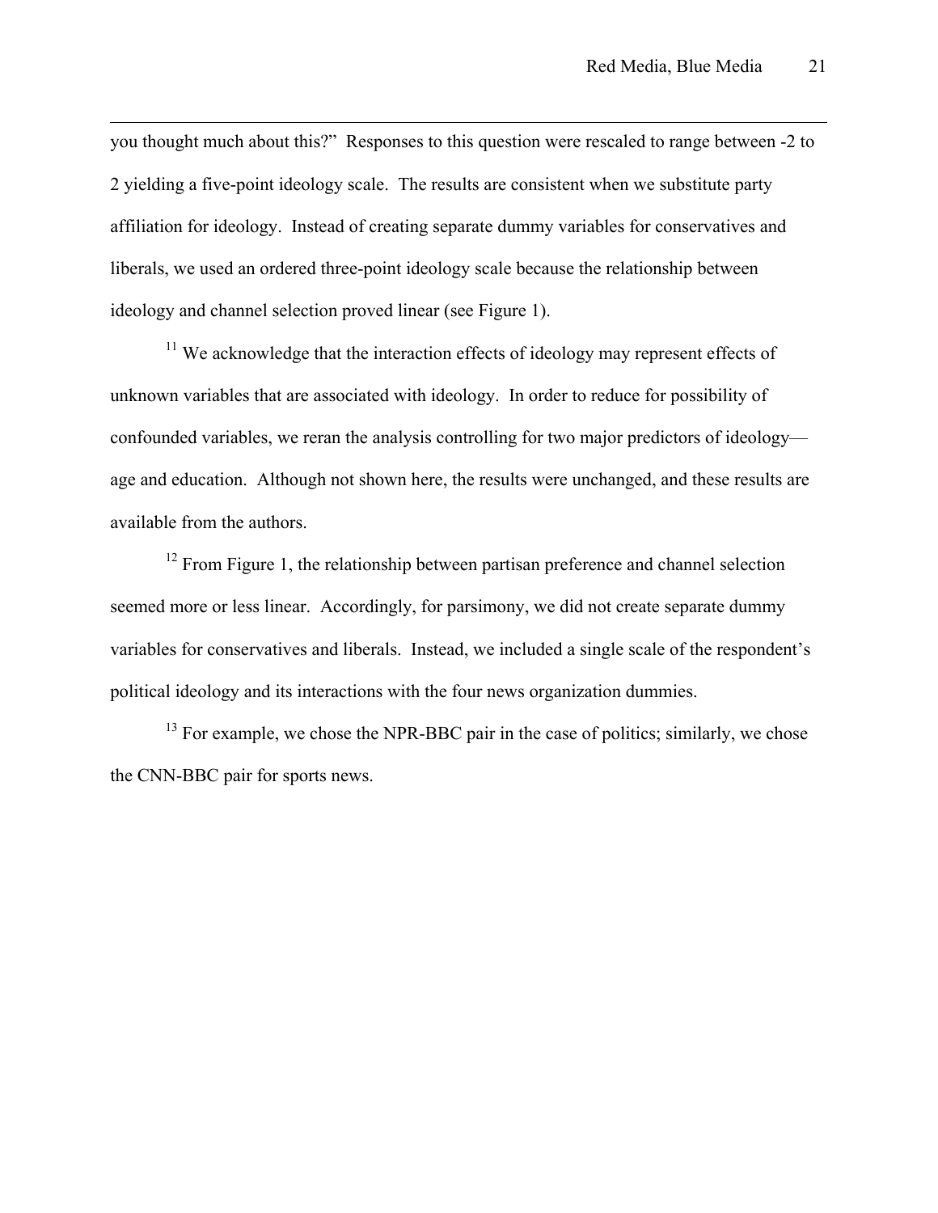you thought much about this?" Responses to this question were rescaled to range between -2 to 2 yielding a five-point ideology scale. The results are consistent when we substitute party affiliation for ideology. Instead of creating separate dummy variables for conservatives and liberals, we used an ordered three-point ideology scale because the relationship between ideology and channel selection proved linear (see Figure 1).

[11] We acknowledge that the interaction effects of ideology may represent effects of unknown variables that are associated with ideology. In order to reduce for possibility of confounded variables, we reran the analysis controlling for two major predictors of ideology—age and education. Although not shown here, the results were unchanged, and these results are available from the authors.

[12] From Figure 1, the relationship between partisan preference and channel selection seemed more or less linear. Accordingly, for parsimony, we did not create separate dummy variables for conservatives and liberals. Instead, we included a single scale of the respondent's political ideology and its interactions with the four news organization dummies.

[13] For example, we chose the NPR-BBC pair in the case of politics; similarly, we chose the CNN-BBC pair for sports news.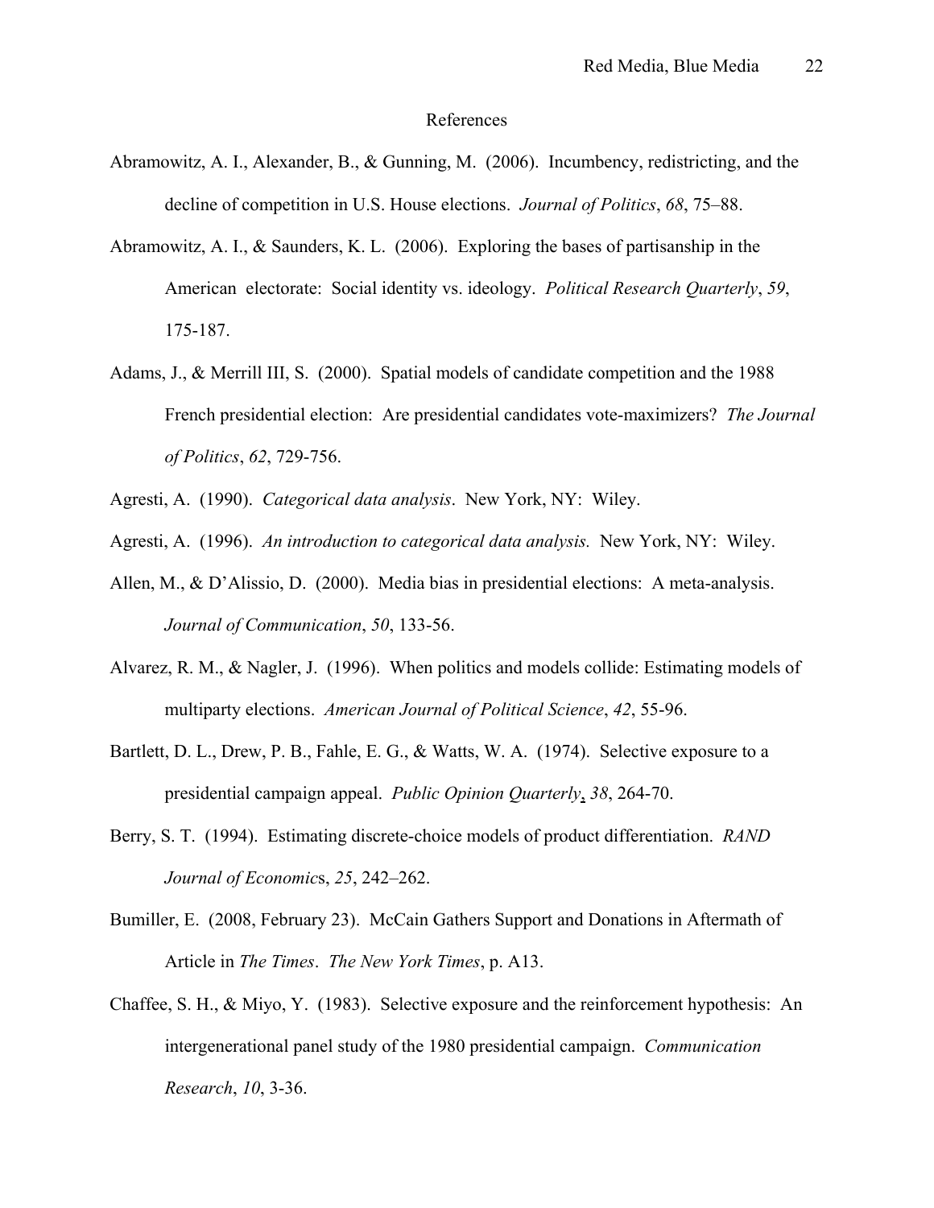# References

Abramowitz, A. I., Alexander, B., & Gunning, M. (2006). Incumbency, redistricting, and the decline of competition in U.S. House elections. *Journal of Politics*, *68*, 75–88.

Abramowitz, A. I., & Saunders, K. L. (2006). Exploring the bases of partisanship in the American electorate: Social identity vs. ideology. *Political Research Quarterly*, *59*, 175-187.

Adams, J., & Merrill III, S. (2000). Spatial models of candidate competition and the 1988 French presidential election: Are presidential candidates vote-maximizers? *The Journal of Politics*, *62*, 729-756.

Agresti, A. (1990). *Categorical data analysis*. New York, NY: Wiley.

Agresti, A. (1996). *An introduction to categorical data analysis.* New York, NY: Wiley.

Allen, M., & D'Alissio, D. (2000). Media bias in presidential elections: A meta-analysis. *Journal of Communication*, *50*, 133-56.

Alvarez, R. M., & Nagler, J. (1996). When politics and models collide: Estimating models of multiparty elections. *American Journal of Political Science*, *42*, 55-96.

Bartlett, D. L., Drew, P. B., Fahle, E. G., & Watts, W. A. (1974). Selective exposure to a presidential campaign appeal. *Public Opinion Quarterly*, *38*, 264-70.

Berry, S. T. (1994). Estimating discrete-choice models of product differentiation. *RAND Journal of Economics*, *25*, 242–262.

Bumiller, E. (2008, February 23). McCain Gathers Support and Donations in Aftermath of Article in *The Times*. *The New York Times*, p. A13.

Chaffee, S. H., & Miyo, Y. (1983). Selective exposure and the reinforcement hypothesis: An intergenerational panel study of the 1980 presidential campaign. *Communication Research*, *10*, 3-36.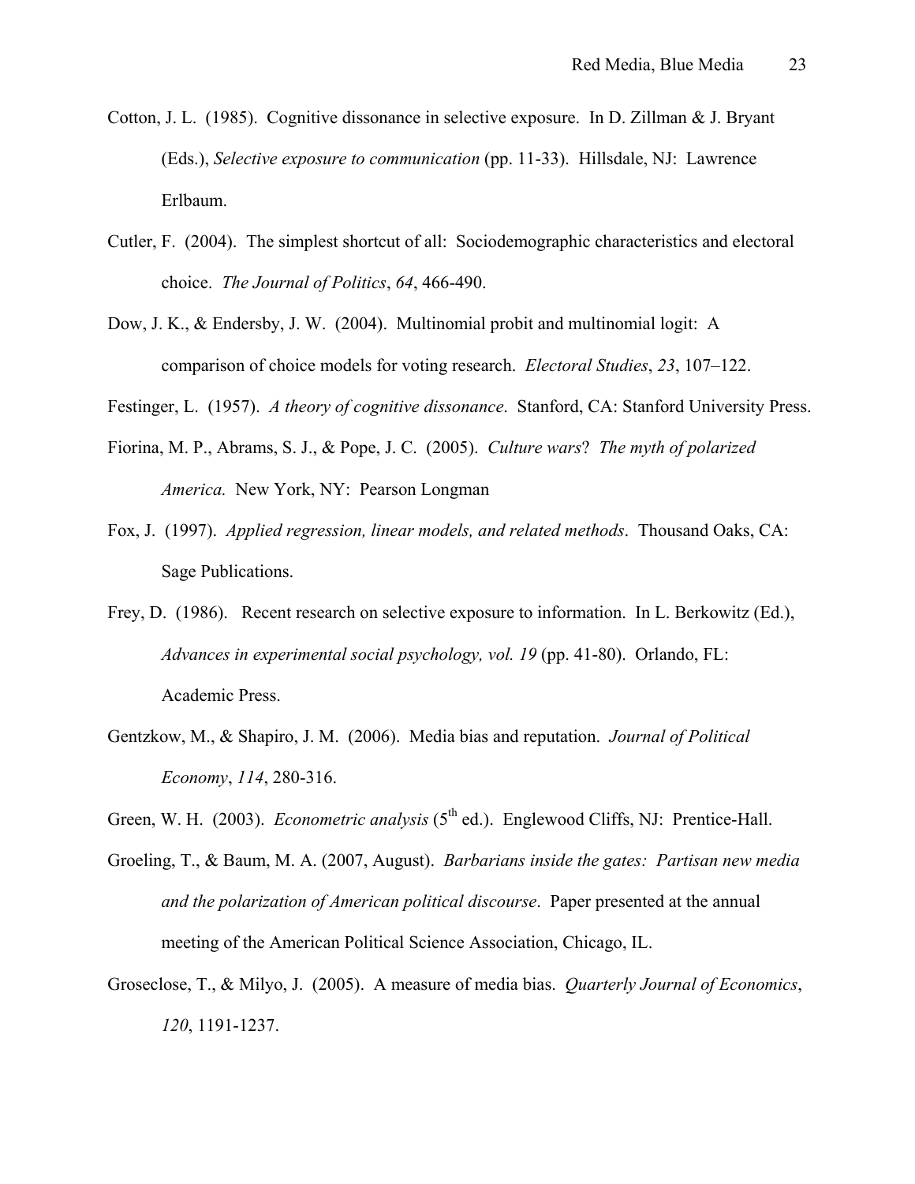Cotton, J. L. (1985). Cognitive dissonance in selective exposure. In D. Zillman & J. Bryant (Eds.), *Selective exposure to communication* (pp. 11-33). Hillsdale, NJ: Lawrence Erlbaum.

Cutler, F. (2004). The simplest shortcut of all: Sociodemographic characteristics and electoral choice. *The Journal of Politics*, *64*, 466-490.

Dow, J. K., & Endersby, J. W. (2004). Multinomial probit and multinomial logit: A comparison of choice models for voting research. *Electoral Studies*, *23*, 107–122.

Festinger, L. (1957). *A theory of cognitive dissonance*. Stanford, CA: Stanford University Press.

Fiorina, M. P., Abrams, S. J., & Pope, J. C. (2005). *Culture wars*? *The myth of polarized America.* New York, NY: Pearson Longman

Fox, J. (1997). *Applied regression, linear models, and related methods*. Thousand Oaks, CA: Sage Publications.

Frey, D. (1986). Recent research on selective exposure to information. In L. Berkowitz (Ed.), *Advances in experimental social psychology, vol. 19* (pp. 41-80). Orlando, FL: Academic Press.

Gentzkow, M., & Shapiro, J. M. (2006). Media bias and reputation. *Journal of Political Economy*, *114*, 280-316.

Green, W. H. (2003). *Econometric analysis* (5th ed.). Englewood Cliffs, NJ: Prentice-Hall.

Groeling, T., & Baum, M. A. (2007, August). *Barbarians inside the gates: Partisan new media and the polarization of American political discourse*. Paper presented at the annual meeting of the American Political Science Association, Chicago, IL.

Groseclose, T., & Milyo, J. (2005). A measure of media bias. *Quarterly Journal of Economics*, *120*, 1191-1237.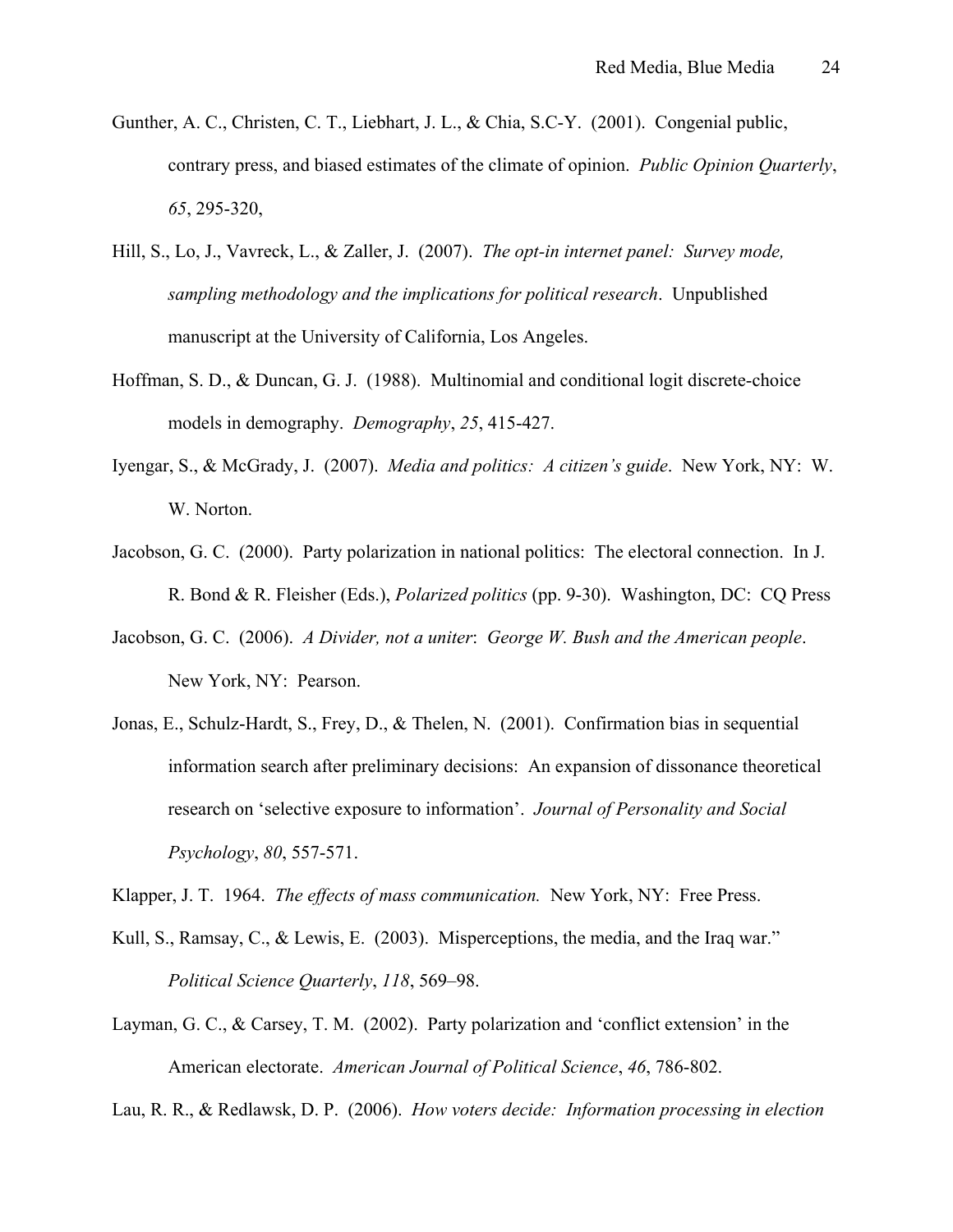Gunther, A. C., Christen, C. T., Liebhart, J. L., & Chia, S.C-Y. (2001). Congenial public, contrary press, and biased estimates of the climate of opinion. *Public Opinion Quarterly*, *65*, 295-320,

Hill, S., Lo, J., Vavreck, L., & Zaller, J. (2007). *The opt-in internet panel: Survey mode, sampling methodology and the implications for political research*. Unpublished manuscript at the University of California, Los Angeles.

Hoffman, S. D., & Duncan, G. J. (1988). Multinomial and conditional logit discrete-choice models in demography. *Demography*, *25*, 415-427.

Iyengar, S., & McGrady, J. (2007). *Media and politics: A citizen's guide*. New York, NY: W. W. Norton.

Jacobson, G. C. (2000). Party polarization in national politics: The electoral connection. In J. R. Bond & R. Fleisher (Eds.), *Polarized politics* (pp. 9-30). Washington, DC: CQ Press

Jacobson, G. C. (2006). *A Divider, not a uniter*: *George W. Bush and the American people*. New York, NY: Pearson.

Jonas, E., Schulz-Hardt, S., Frey, D., & Thelen, N. (2001). Confirmation bias in sequential information search after preliminary decisions: An expansion of dissonance theoretical research on 'selective exposure to information'. *Journal of Personality and Social Psychology*, *80*, 557-571.

Klapper, J. T. 1964. *The effects of mass communication.* New York, NY: Free Press.

Kull, S., Ramsay, C., & Lewis, E. (2003). Misperceptions, the media, and the Iraq war." *Political Science Quarterly*, *118*, 569–98.

Layman, G. C., & Carsey, T. M. (2002). Party polarization and 'conflict extension' in the American electorate. *American Journal of Political Science*, *46*, 786-802.

Lau, R. R., & Redlawsk, D. P. (2006). *How voters decide: Information processing in election*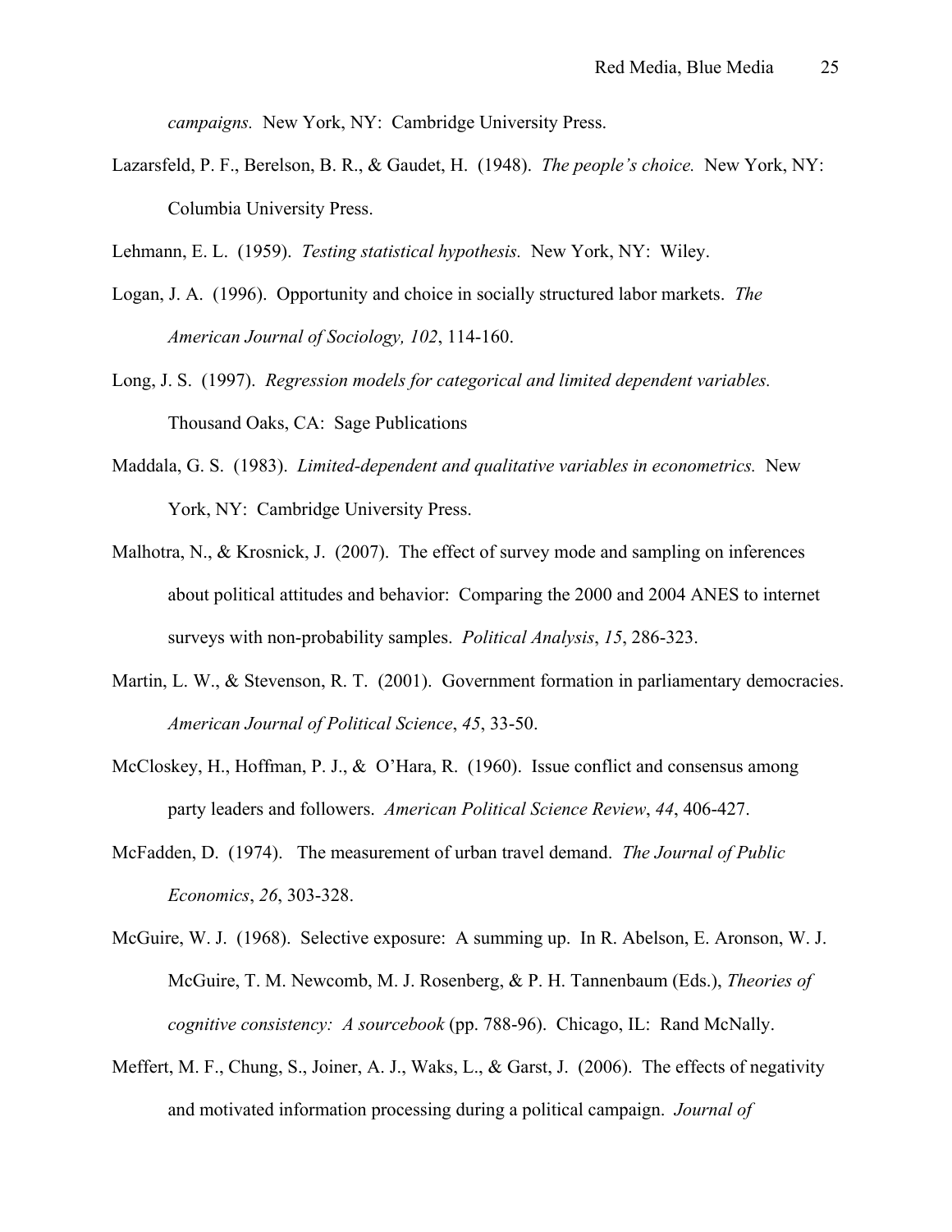*campaigns.* New York, NY: Cambridge University Press.

Lazarsfeld, P. F., Berelson, B. R., & Gaudet, H. (1948). *The people's choice.* New York, NY: Columbia University Press.

Lehmann, E. L. (1959). *Testing statistical hypothesis.* New York, NY: Wiley.

Logan, J. A. (1996). Opportunity and choice in socially structured labor markets. *The American Journal of Sociology, 102*, 114-160.

Long, J. S. (1997). *Regression models for categorical and limited dependent variables.* Thousand Oaks, CA: Sage Publications

Maddala, G. S. (1983). *Limited-dependent and qualitative variables in econometrics.* New York, NY: Cambridge University Press.

Malhotra, N., & Krosnick, J. (2007). The effect of survey mode and sampling on inferences about political attitudes and behavior: Comparing the 2000 and 2004 ANES to internet surveys with non-probability samples. *Political Analysis*, *15*, 286-323.

Martin, L. W., & Stevenson, R. T. (2001). Government formation in parliamentary democracies. *American Journal of Political Science*, *45*, 33-50.

McCloskey, H., Hoffman, P. J., & O'Hara, R. (1960). Issue conflict and consensus among party leaders and followers. *American Political Science Review*, *44*, 406-427.

McFadden, D. (1974). The measurement of urban travel demand. *The Journal of Public Economics*, *26*, 303-328.

McGuire, W. J. (1968). Selective exposure: A summing up. In R. Abelson, E. Aronson, W. J. McGuire, T. M. Newcomb, M. J. Rosenberg, & P. H. Tannenbaum (Eds.), *Theories of cognitive consistency: A sourcebook* (pp. 788-96). Chicago, IL: Rand McNally.

Meffert, M. F., Chung, S., Joiner, A. J., Waks, L., & Garst, J. (2006). The effects of negativity and motivated information processing during a political campaign. *Journal of*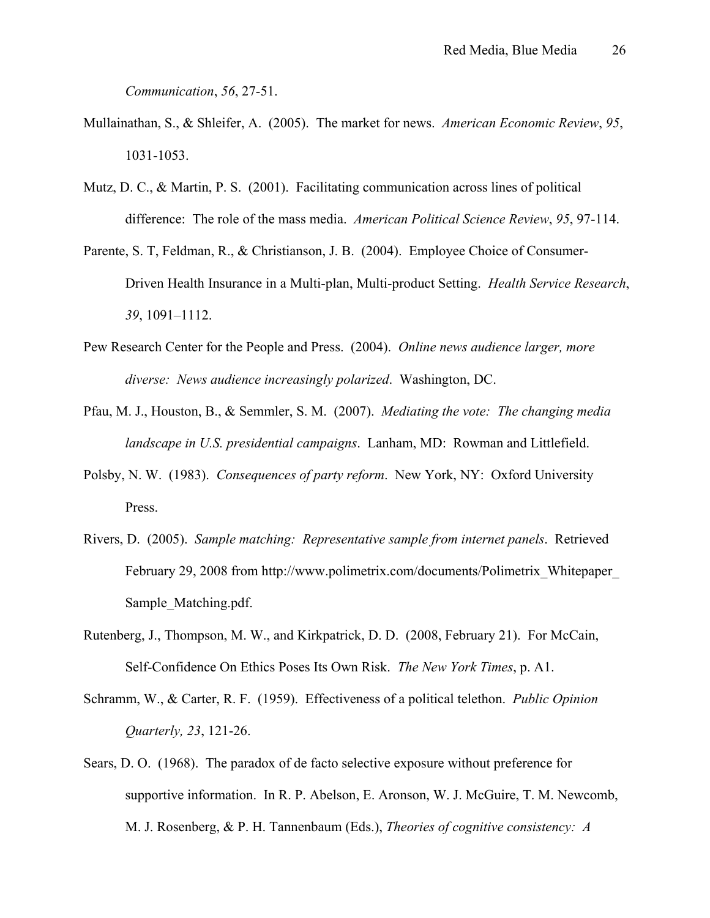*Communication*, *56*, 27-51.

Mullainathan, S., & Shleifer, A. (2005). The market for news. *American Economic Review*, *95*, 1031-1053.

Mutz, D. C., & Martin, P. S. (2001). Facilitating communication across lines of political difference: The role of the mass media. *American Political Science Review*, *95*, 97-114.

Parente, S. T, Feldman, R., & Christianson, J. B. (2004). Employee Choice of Consumer-Driven Health Insurance in a Multi-plan, Multi-product Setting. *Health Service Research*, *39*, 1091–1112.

Pew Research Center for the People and Press. (2004). *Online news audience larger, more diverse: News audience increasingly polarized*. Washington, DC.

Pfau, M. J., Houston, B., & Semmler, S. M. (2007). *Mediating the vote: The changing media landscape in U.S. presidential campaigns*. Lanham, MD: Rowman and Littlefield.

Polsby, N. W. (1983). *Consequences of party reform*. New York, NY: Oxford University Press.

Rivers, D. (2005). *Sample matching: Representative sample from internet panels*. Retrieved February 29, 2008 from http://www.polimetrix.com/documents/Polimetrix_Whitepaper_Sample_Matching.pdf.

Rutenberg, J., Thompson, M. W., and Kirkpatrick, D. D. (2008, February 21). For McCain, Self-Confidence On Ethics Poses Its Own Risk. *The New York Times*, p. A1.

Schramm, W., & Carter, R. F. (1959). Effectiveness of a political telethon. *Public Opinion Quarterly, 23*, 121-26.

Sears, D. O. (1968). The paradox of de facto selective exposure without preference for supportive information. In R. P. Abelson, E. Aronson, W. J. McGuire, T. M. Newcomb, M. J. Rosenberg, & P. H. Tannenbaum (Eds.), *Theories of cognitive consistency: A*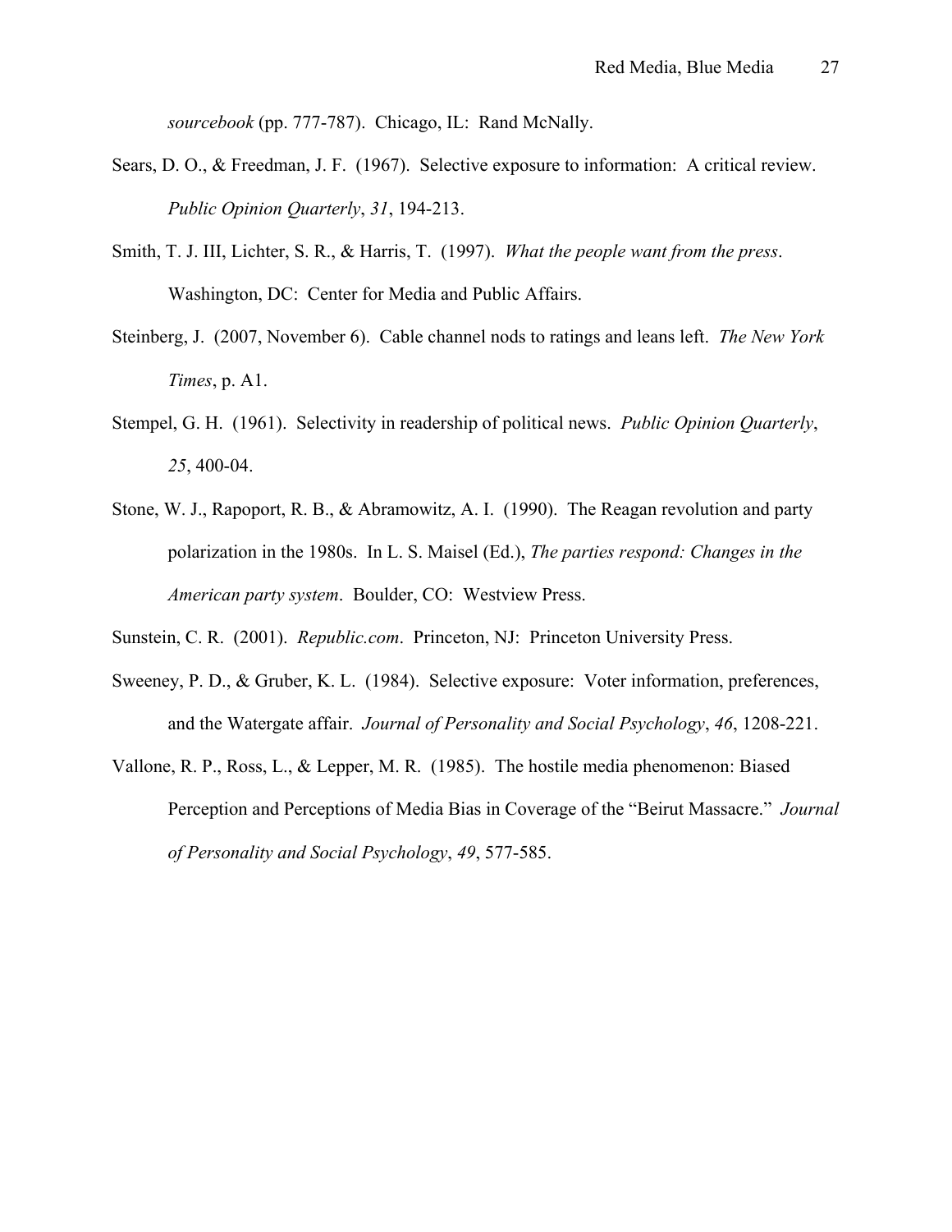*sourcebook* (pp. 777-787). Chicago, IL: Rand McNally.

Sears, D. O., & Freedman, J. F. (1967). Selective exposure to information: A critical review. *Public Opinion Quarterly*, *31*, 194-213.

Smith, T. J. III, Lichter, S. R., & Harris, T. (1997). *What the people want from the press*. Washington, DC: Center for Media and Public Affairs.

Steinberg, J. (2007, November 6). Cable channel nods to ratings and leans left. *The New York Times*, p. A1.

Stempel, G. H. (1961). Selectivity in readership of political news. *Public Opinion Quarterly*, *25*, 400-04.

Stone, W. J., Rapoport, R. B., & Abramowitz, A. I. (1990). The Reagan revolution and party polarization in the 1980s. In L. S. Maisel (Ed.), *The parties respond: Changes in the American party system*. Boulder, CO: Westview Press.

Sunstein, C. R. (2001). *Republic.com*. Princeton, NJ: Princeton University Press.

Sweeney, P. D., & Gruber, K. L. (1984). Selective exposure: Voter information, preferences, and the Watergate affair. *Journal of Personality and Social Psychology*, *46*, 1208-221.

Vallone, R. P., Ross, L., & Lepper, M. R. (1985). The hostile media phenomenon: Biased Perception and Perceptions of Media Bias in Coverage of the "Beirut Massacre." *Journal of Personality and Social Psychology*, *49*, 577-585.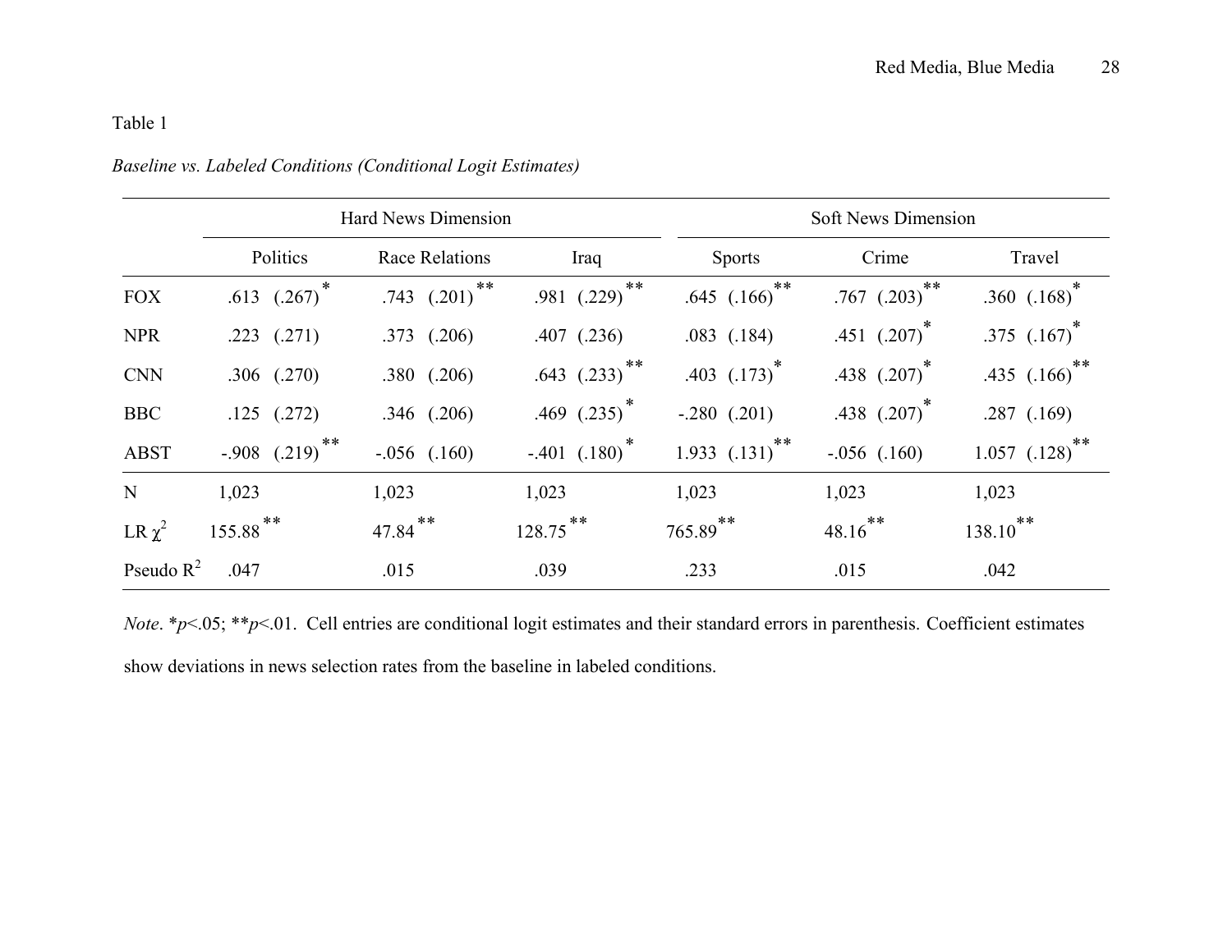Table 1

*Baseline vs. Labeled Conditions (Conditional Logit Estimates)*

| | Hard News Dimension | | | Soft News Dimension | | |
|---|---|---|---|---|---|---|
| | Politics | Race Relations | Iraq | Sports | Crime | Travel |
| FOX | .613 (.267)* | .743 (.201)** | .981 (.229)** | .645 (.166)** | .767 (.203)** | .360 (.168)* |
| NPR | .223 (.271) | .373 (.206) | .407 (.236) | .083 (.184) | .451 (.207)* | .375 (.167)* |
| CNN | .306 (.270) | .380 (.206) | .643 (.233)** | .403 (.173)* | .438 (.207)* | .435 (.166)** |
| BBC | .125 (.272) | .346 (.206) | .469 (.235)* | -.280 (.201) | .438 (.207)* | .287 (.169) |
| ABST | -.908 (.219)** | -.056 (.160) | -.401 (.180)* | 1.933 (.131)** | -.056 (.160) | 1.057 (.128)** |
| N | 1,023 | 1,023 | 1,023 | 1,023 | 1,023 | 1,023 |
| LR $\chi^2$ | 155.88** | 47.84** | 128.75** | 765.89** | 48.16** | 138.10** |
| Pseudo $R^2$ | .047 | .015 | .039 | .233 | .015 | .042 |

*Note*. *$p$<.05; **$p$<.01. Cell entries are conditional logit estimates and their standard errors in parenthesis. Coefficient estimates show deviations in news selection rates from the baseline in labeled conditions.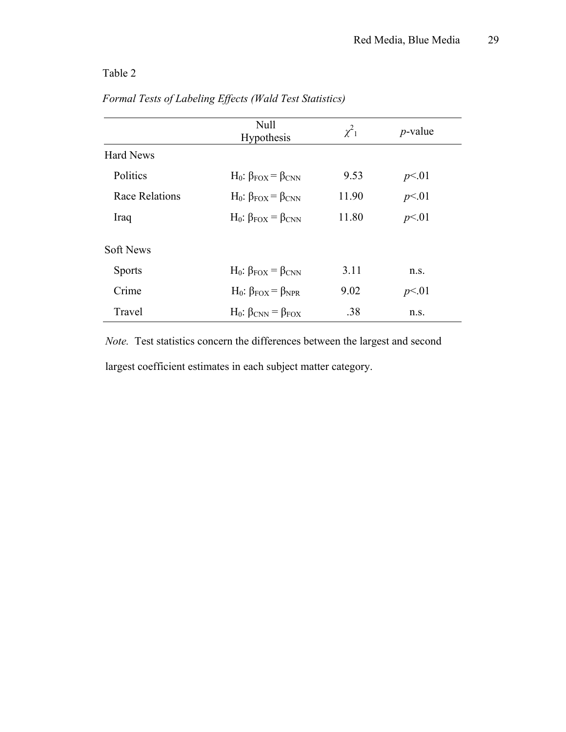Table 2

*Formal Tests of Labeling Effects (Wald Test Statistics)*

| | Null Hypothesis | $\chi^2_1$ | *p*-value |
|---|---|---|---|
| Hard News | | | |
| Politics | $H_0$: $\beta_{FOX} = \beta_{CNN}$ | 9.53 | $p<.01$ |
| Race Relations | $H_0$: $\beta_{FOX} = \beta_{CNN}$ | 11.90 | $p<.01$ |
| Iraq | $H_0$: $\beta_{FOX} = \beta_{CNN}$ | 11.80 | $p<.01$ |
| Soft News | | | |
| Sports | $H_0$: $\beta_{FOX} = \beta_{CNN}$ | 3.11 | n.s. |
| Crime | $H_0$: $\beta_{FOX} = \beta_{NPR}$ | 9.02 | $p<.01$ |
| Travel | $H_0$: $\beta_{CNN} = \beta_{FOX}$ | .38 | n.s. |

*Note.* Test statistics concern the differences between the largest and second largest coefficient estimates in each subject matter category.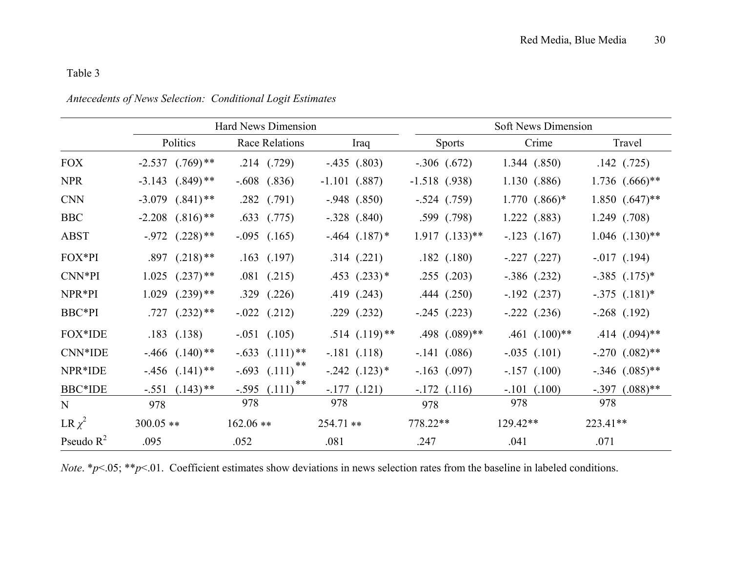Table 3

*Antecedents of News Selection: Conditional Logit Estimates*

| | Hard News Dimension | | | Soft News Dimension | | |
|---|---|---|---|---|---|---|
| | Politics | Race Relations | Iraq | Sports | Crime | Travel |
| FOX | -2.537 (.769)** | .214 (.729) | -.435 (.803) | -.306 (.672) | 1.344 (.850) | .142 (.725) |
| NPR | -3.143 (.849)** | -.608 (.836) | -1.101 (.887) | -1.518 (.938) | 1.130 (.886) | 1.736 (.666)** |
| CNN | -3.079 (.841)** | .282 (.791) | -.948 (.850) | -.524 (.759) | 1.770 (.866)* | 1.850 (.647)** |
| BBC | -2.208 (.816)** | .633 (.775) | -.328 (.840) | .599 (.798) | 1.222 (.883) | 1.249 (.708) |
| ABST | -.972 (.228)** | -.095 (.165) | -.464 (.187)* | 1.917 (.133)** | -.123 (.167) | 1.046 (.130)** |
| FOX*PI | .897 (.218)** | .163 (.197) | .314 (.221) | .182 (.180) | -.227 (.227) | -.017 (.194) |
| CNN*PI | 1.025 (.237)** | .081 (.215) | .453 (.233)* | .255 (.203) | -.386 (.232) | -.385 (.175)* |
| NPR*PI | 1.029 (.239)** | .329 (.226) | .419 (.243) | .444 (.250) | -.192 (.237) | -.375 (.181)* |
| BBC*PI | .727 (.232)** | -.022 (.212) | .229 (.232) | -.245 (.223) | -.222 (.236) | -.268 (.192) |
| FOX*IDE | .183 (.138) | -.051 (.105) | .514 (.119)** | .498 (.089)** | .461 (.100)** | .414 (.094)** |
| CNN*IDE | -.466 (.140)** | -.633 (.111)** | -.181 (.118) | -.141 (.086) | -.035 (.101) | -.270 (.082)** |
| NPR*IDE | -.456 (.141)** | -.693 (.111)** | -.242 (.123)* | -.163 (.097) | -.157 (.100) | -.346 (.085)** |
| BBC*IDE | -.551 (.143)** | -.595 (.111)** | -.177 (.121) | -.172 (.116) | -.101 (.100) | -.397 (.088)** |
| N | 978 | 978 | 978 | 978 | 978 | 978 |
| LR $\chi^2$ | 300.05 ** | 162.06 ** | 254.71 ** | 778.22** | 129.42** | 223.41** |
| Pseudo $R^2$ | .095 | .052 | .081 | .247 | .041 | .071 |

*Note*. \*$p$<.05; \*\*$p$<.01. Coefficient estimates show deviations in news selection rates from the baseline in labeled conditions.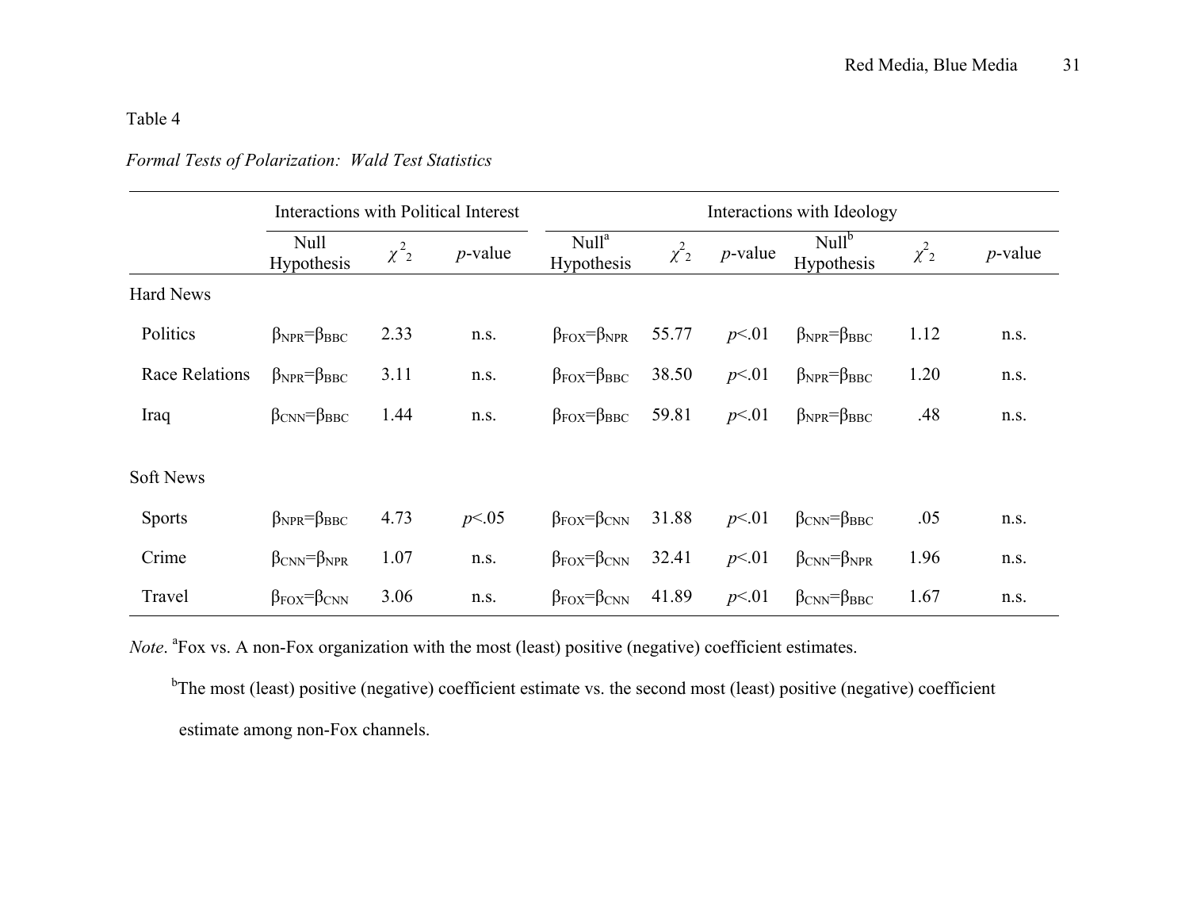Table 4

*Formal Tests of Polarization: Wald Test Statistics*

| | Interactions with Political Interest | | | Interactions with Ideology | | | | | |
|---|---|---|---|---|---|---|---|---|---|
| | Null Hypothesis | $\chi^2_2$ | *p*-value | Null[a] Hypothesis | $\chi^2_2$ | *p*-value | Null[b] Hypothesis | $\chi^2_2$ | *p*-value |
| Hard News | | | | | | | | | |
| Politics | $\beta_{NPR}=\beta_{BBC}$ | 2.33 | n.s. | $\beta_{FOX}=\beta_{NPR}$ | 55.77 | $p<.01$ | $\beta_{NPR}=\beta_{BBC}$ | 1.12 | n.s. |
| Race Relations | $\beta_{NPR}=\beta_{BBC}$ | 3.11 | n.s. | $\beta_{FOX}=\beta_{BBC}$ | 38.50 | $p<.01$ | $\beta_{NPR}=\beta_{BBC}$ | 1.20 | n.s. |
| Iraq | $\beta_{CNN}=\beta_{BBC}$ | 1.44 | n.s. | $\beta_{FOX}=\beta_{BBC}$ | 59.81 | $p<.01$ | $\beta_{NPR}=\beta_{BBC}$ | .48 | n.s. |
| Soft News | | | | | | | | | |
| Sports | $\beta_{NPR}=\beta_{BBC}$ | 4.73 | $p<.05$ | $\beta_{FOX}=\beta_{CNN}$ | 31.88 | $p<.01$ | $\beta_{CNN}=\beta_{BBC}$ | .05 | n.s. |
| Crime | $\beta_{CNN}=\beta_{NPR}$ | 1.07 | n.s. | $\beta_{FOX}=\beta_{CNN}$ | 32.41 | $p<.01$ | $\beta_{CNN}=\beta_{NPR}$ | 1.96 | n.s. |
| Travel | $\beta_{FOX}=\beta_{CNN}$ | 3.06 | n.s. | $\beta_{FOX}=\beta_{CNN}$ | 41.89 | $p<.01$ | $\beta_{CNN}=\beta_{BBC}$ | 1.67 | n.s. |

*Note*. [a]Fox vs. A non-Fox organization with the most (least) positive (negative) coefficient estimates.

[b]The most (least) positive (negative) coefficient estimate vs. the second most (least) positive (negative) coefficient estimate among non-Fox channels.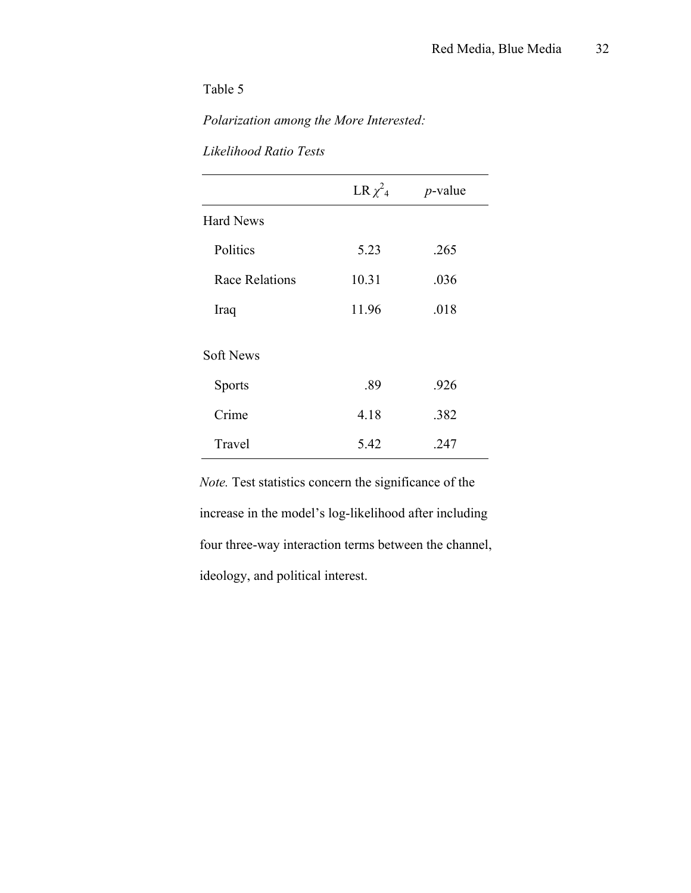Table 5

*Polarization among the More Interested:*

*Likelihood Ratio Tests*

| | LR $\chi^2_4$ | *p*-value |
|---|---|---|
| Hard News | | |
| Politics | 5.23 | .265 |
| Race Relations | 10.31 | .036 |
| Iraq | 11.96 | .018 |
| Soft News | | |
| Sports | .89 | .926 |
| Crime | 4.18 | .382 |
| Travel | 5.42 | .247 |

*Note.* Test statistics concern the significance of the increase in the model's log-likelihood after including four three-way interaction terms between the channel, ideology, and political interest.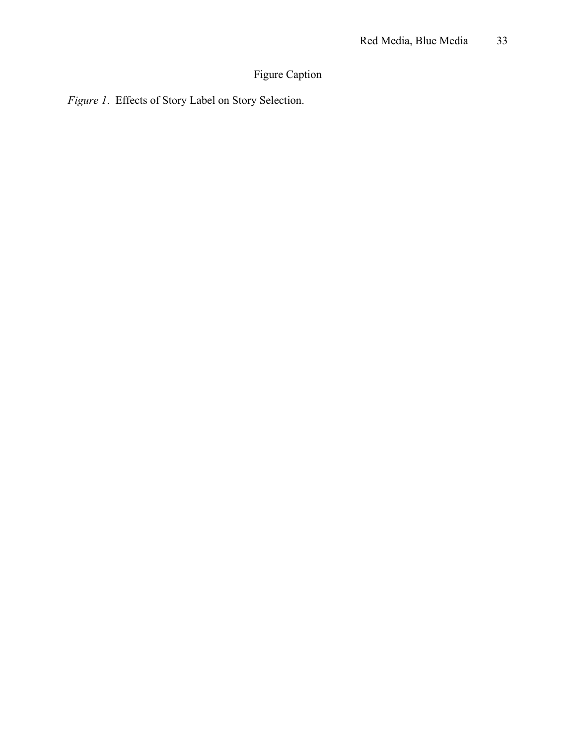Figure Caption

*Figure 1*. Effects of Story Label on Story Selection.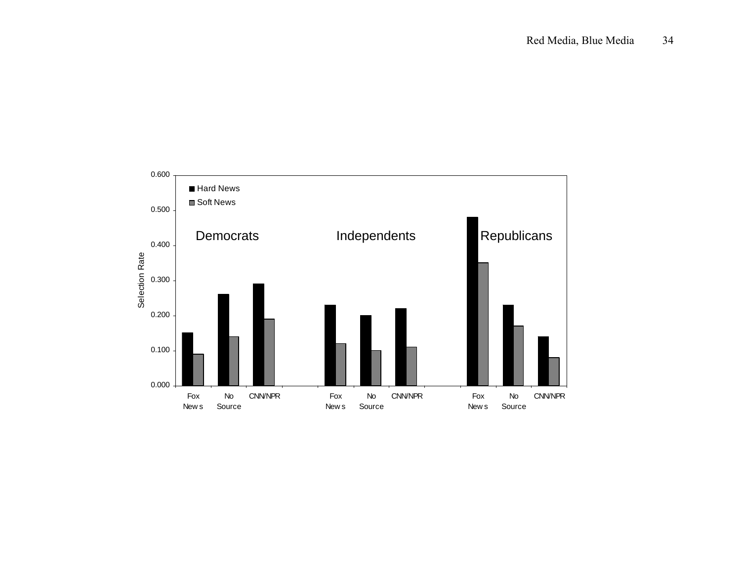0.600

0.500

0.400

0.300

0.200

0.100

0.000

Selection Rate

Hard News

Soft News

Democrats

Independents

Republicans

Fox News

No Source

CNN/NPR

Fox News

No Source

CNN/NPR

Fox News

No Source

CNN/NPR